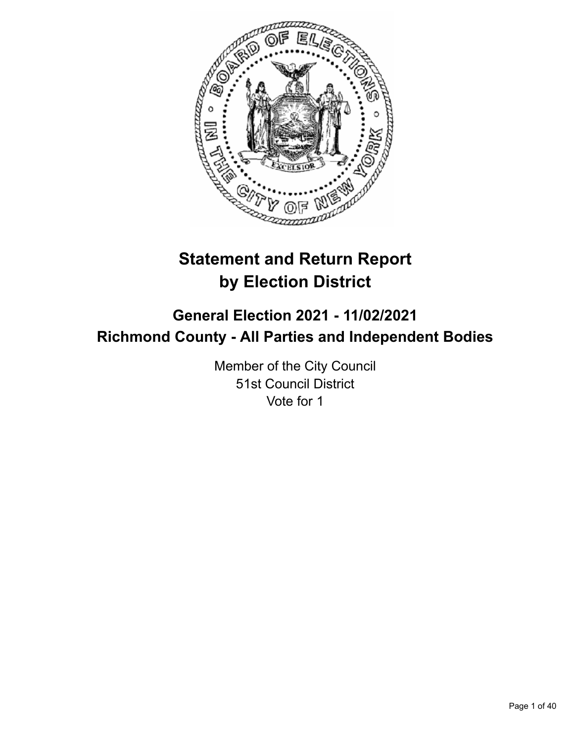# Statement and Return Report by Election District

## General Election 2021 - 11/02/2021
## Richmond County - All Parties and Independent Bodies

Member of the City Council
51st Council District
Vote for 1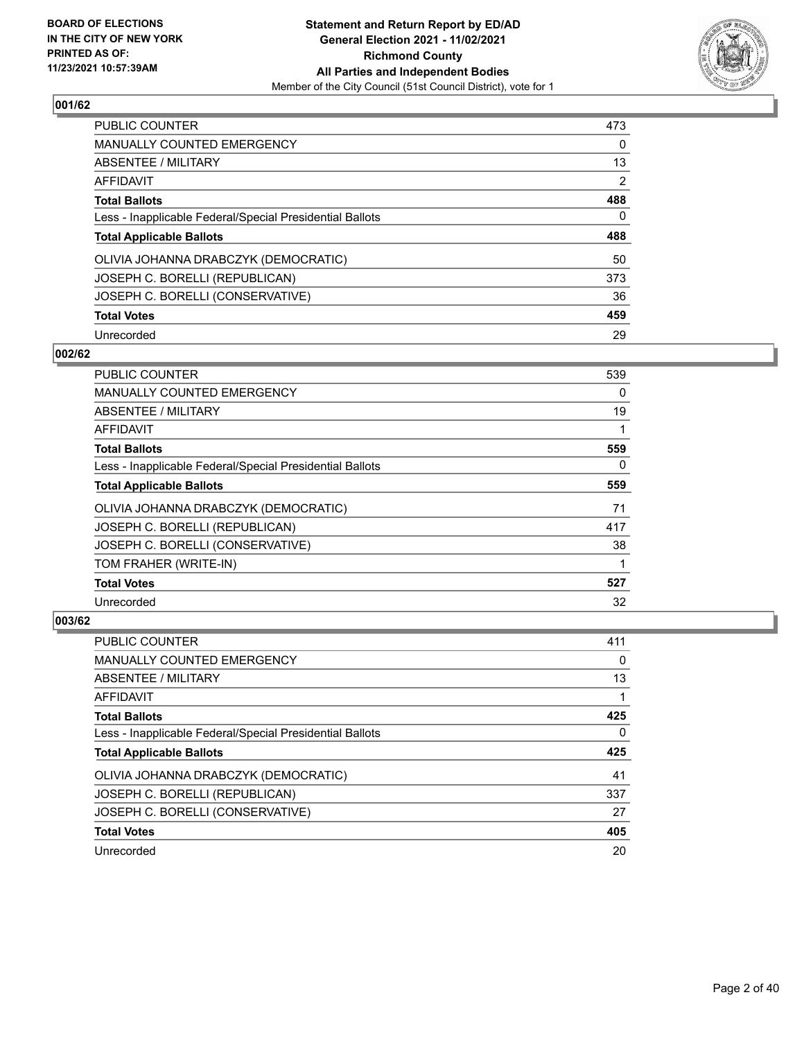## 001/62

| | |
|---|---|
| PUBLIC COUNTER | 473 |
| MANUALLY COUNTED EMERGENCY | 0 |
| ABSENTEE / MILITARY | 13 |
| AFFIDAVIT | 2 |
| **Total Ballots** | **488** |
| Less - Inapplicable Federal/Special Presidential Ballots | 0 |
| **Total Applicable Ballots** | **488** |
| OLIVIA JOHANNA DRABCZYK (DEMOCRATIC) | 50 |
| JOSEPH C. BORELLI (REPUBLICAN) | 373 |
| JOSEPH C. BORELLI (CONSERVATIVE) | 36 |
| **Total Votes** | **459** |
| Unrecorded | 29 |

## 002/62

| | |
|---|---|
| PUBLIC COUNTER | 539 |
| MANUALLY COUNTED EMERGENCY | 0 |
| ABSENTEE / MILITARY | 19 |
| AFFIDAVIT | 1 |
| **Total Ballots** | **559** |
| Less - Inapplicable Federal/Special Presidential Ballots | 0 |
| **Total Applicable Ballots** | **559** |
| OLIVIA JOHANNA DRABCZYK (DEMOCRATIC) | 71 |
| JOSEPH C. BORELLI (REPUBLICAN) | 417 |
| JOSEPH C. BORELLI (CONSERVATIVE) | 38 |
| TOM FRAHER (WRITE-IN) | 1 |
| **Total Votes** | **527** |
| Unrecorded | 32 |

## 003/62

| | |
|---|---|
| PUBLIC COUNTER | 411 |
| MANUALLY COUNTED EMERGENCY | 0 |
| ABSENTEE / MILITARY | 13 |
| AFFIDAVIT | 1 |
| **Total Ballots** | **425** |
| Less - Inapplicable Federal/Special Presidential Ballots | 0 |
| **Total Applicable Ballots** | **425** |
| OLIVIA JOHANNA DRABCZYK (DEMOCRATIC) | 41 |
| JOSEPH C. BORELLI (REPUBLICAN) | 337 |
| JOSEPH C. BORELLI (CONSERVATIVE) | 27 |
| **Total Votes** | **405** |
| Unrecorded | 20 |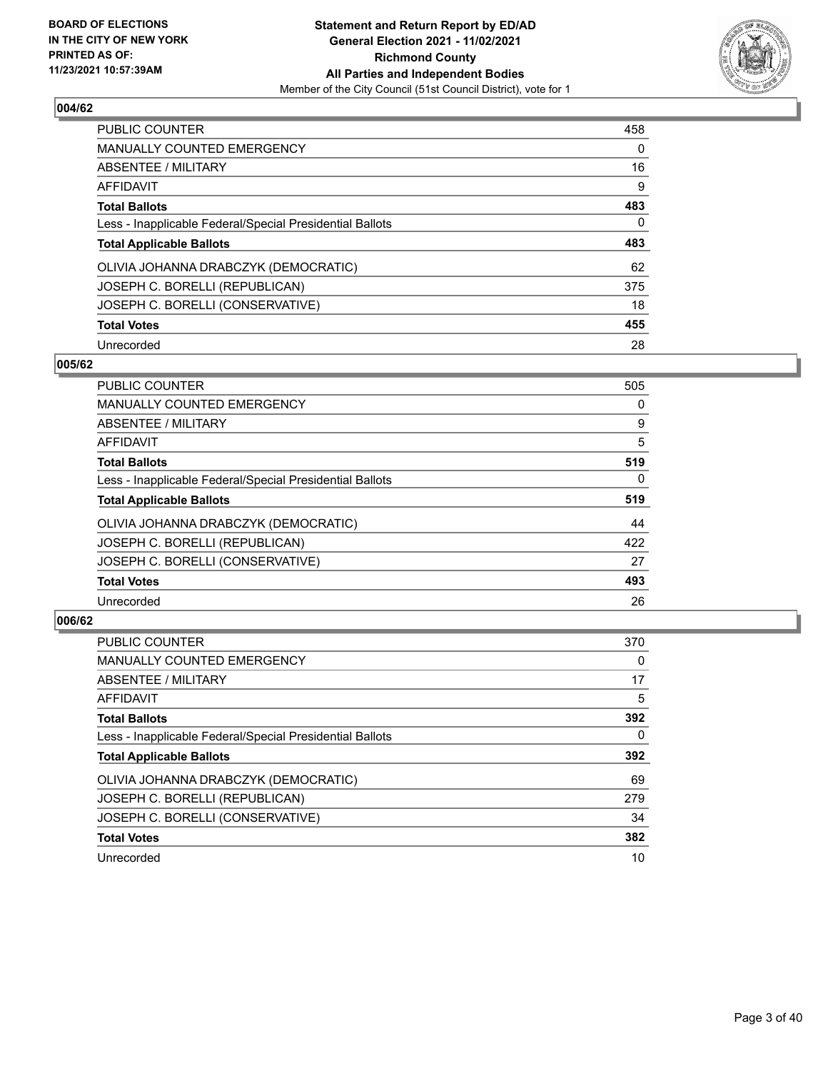## 004/62

| | |
|---|---|
| PUBLIC COUNTER | 458 |
| MANUALLY COUNTED EMERGENCY | 0 |
| ABSENTEE / MILITARY | 16 |
| AFFIDAVIT | 9 |
| **Total Ballots** | **483** |
| Less - Inapplicable Federal/Special Presidential Ballots | 0 |
| **Total Applicable Ballots** | **483** |
| OLIVIA JOHANNA DRABCZYK (DEMOCRATIC) | 62 |
| JOSEPH C. BORELLI (REPUBLICAN) | 375 |
| JOSEPH C. BORELLI (CONSERVATIVE) | 18 |
| **Total Votes** | **455** |
| Unrecorded | 28 |

## 005/62

| | |
|---|---|
| PUBLIC COUNTER | 505 |
| MANUALLY COUNTED EMERGENCY | 0 |
| ABSENTEE / MILITARY | 9 |
| AFFIDAVIT | 5 |
| **Total Ballots** | **519** |
| Less - Inapplicable Federal/Special Presidential Ballots | 0 |
| **Total Applicable Ballots** | **519** |
| OLIVIA JOHANNA DRABCZYK (DEMOCRATIC) | 44 |
| JOSEPH C. BORELLI (REPUBLICAN) | 422 |
| JOSEPH C. BORELLI (CONSERVATIVE) | 27 |
| **Total Votes** | **493** |
| Unrecorded | 26 |

## 006/62

| | |
|---|---|
| PUBLIC COUNTER | 370 |
| MANUALLY COUNTED EMERGENCY | 0 |
| ABSENTEE / MILITARY | 17 |
| AFFIDAVIT | 5 |
| **Total Ballots** | **392** |
| Less - Inapplicable Federal/Special Presidential Ballots | 0 |
| **Total Applicable Ballots** | **392** |
| OLIVIA JOHANNA DRABCZYK (DEMOCRATIC) | 69 |
| JOSEPH C. BORELLI (REPUBLICAN) | 279 |
| JOSEPH C. BORELLI (CONSERVATIVE) | 34 |
| **Total Votes** | **382** |
| Unrecorded | 10 |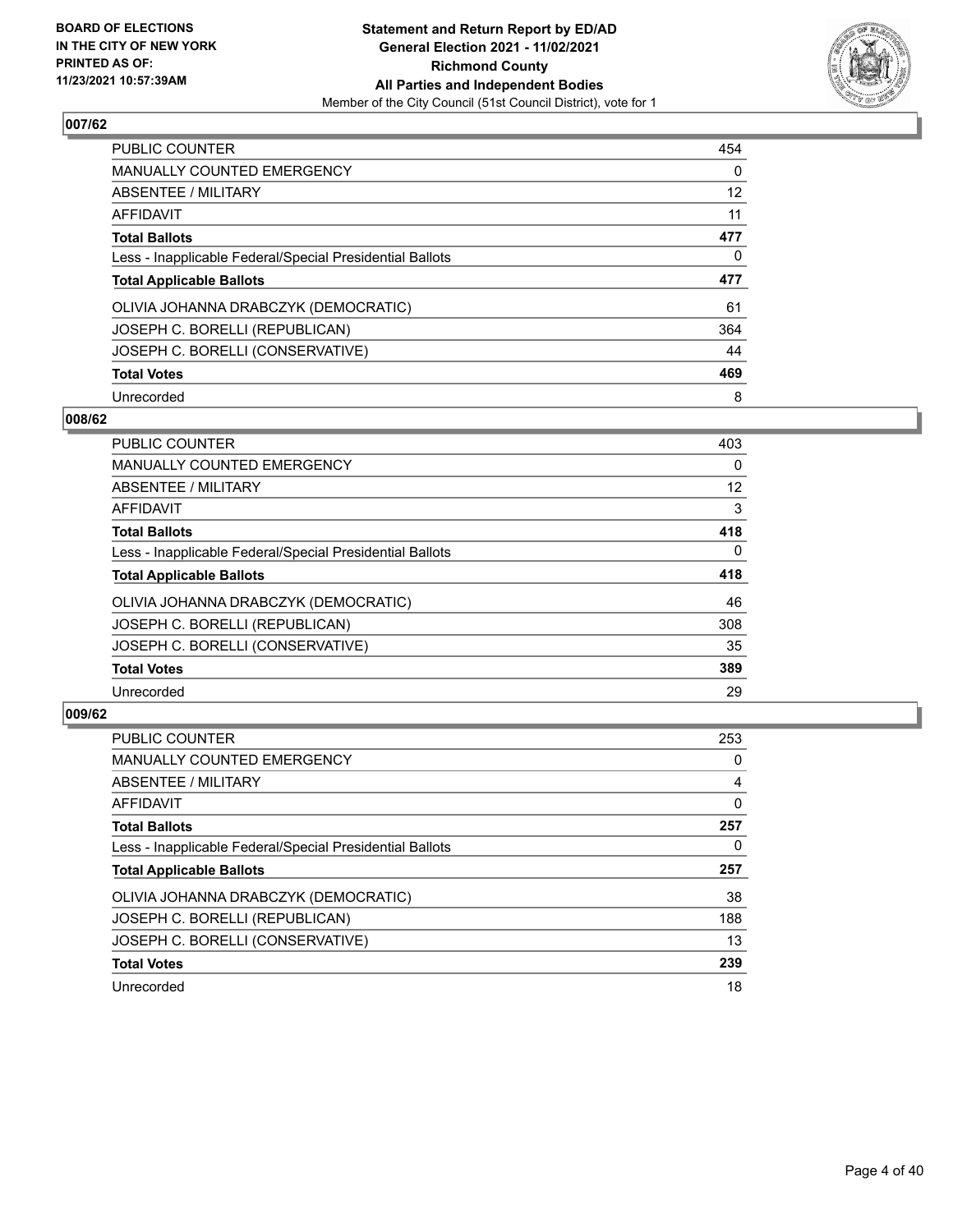**BOARD OF ELECTIONS IN THE CITY OF NEW YORK PRINTED AS OF: 11/23/2021 10:57:39AM**

**Statement and Return Report by ED/AD General Election 2021 - 11/02/2021 Richmond County All Parties and Independent Bodies**
Member of the City Council (51st Council District), vote for 1

## 007/62

| | |
|---|---|
| PUBLIC COUNTER | 454 |
| MANUALLY COUNTED EMERGENCY | 0 |
| ABSENTEE / MILITARY | 12 |
| AFFIDAVIT | 11 |
| **Total Ballots** | **477** |
| Less - Inapplicable Federal/Special Presidential Ballots | 0 |
| **Total Applicable Ballots** | **477** |
| OLIVIA JOHANNA DRABCZYK (DEMOCRATIC) | 61 |
| JOSEPH C. BORELLI (REPUBLICAN) | 364 |
| JOSEPH C. BORELLI (CONSERVATIVE) | 44 |
| **Total Votes** | **469** |
| Unrecorded | 8 |

## 008/62

| | |
|---|---|
| PUBLIC COUNTER | 403 |
| MANUALLY COUNTED EMERGENCY | 0 |
| ABSENTEE / MILITARY | 12 |
| AFFIDAVIT | 3 |
| **Total Ballots** | **418** |
| Less - Inapplicable Federal/Special Presidential Ballots | 0 |
| **Total Applicable Ballots** | **418** |
| OLIVIA JOHANNA DRABCZYK (DEMOCRATIC) | 46 |
| JOSEPH C. BORELLI (REPUBLICAN) | 308 |
| JOSEPH C. BORELLI (CONSERVATIVE) | 35 |
| **Total Votes** | **389** |
| Unrecorded | 29 |

## 009/62

| | |
|---|---|
| PUBLIC COUNTER | 253 |
| MANUALLY COUNTED EMERGENCY | 0 |
| ABSENTEE / MILITARY | 4 |
| AFFIDAVIT | 0 |
| **Total Ballots** | **257** |
| Less - Inapplicable Federal/Special Presidential Ballots | 0 |
| **Total Applicable Ballots** | **257** |
| OLIVIA JOHANNA DRABCZYK (DEMOCRATIC) | 38 |
| JOSEPH C. BORELLI (REPUBLICAN) | 188 |
| JOSEPH C. BORELLI (CONSERVATIVE) | 13 |
| **Total Votes** | **239** |
| Unrecorded | 18 |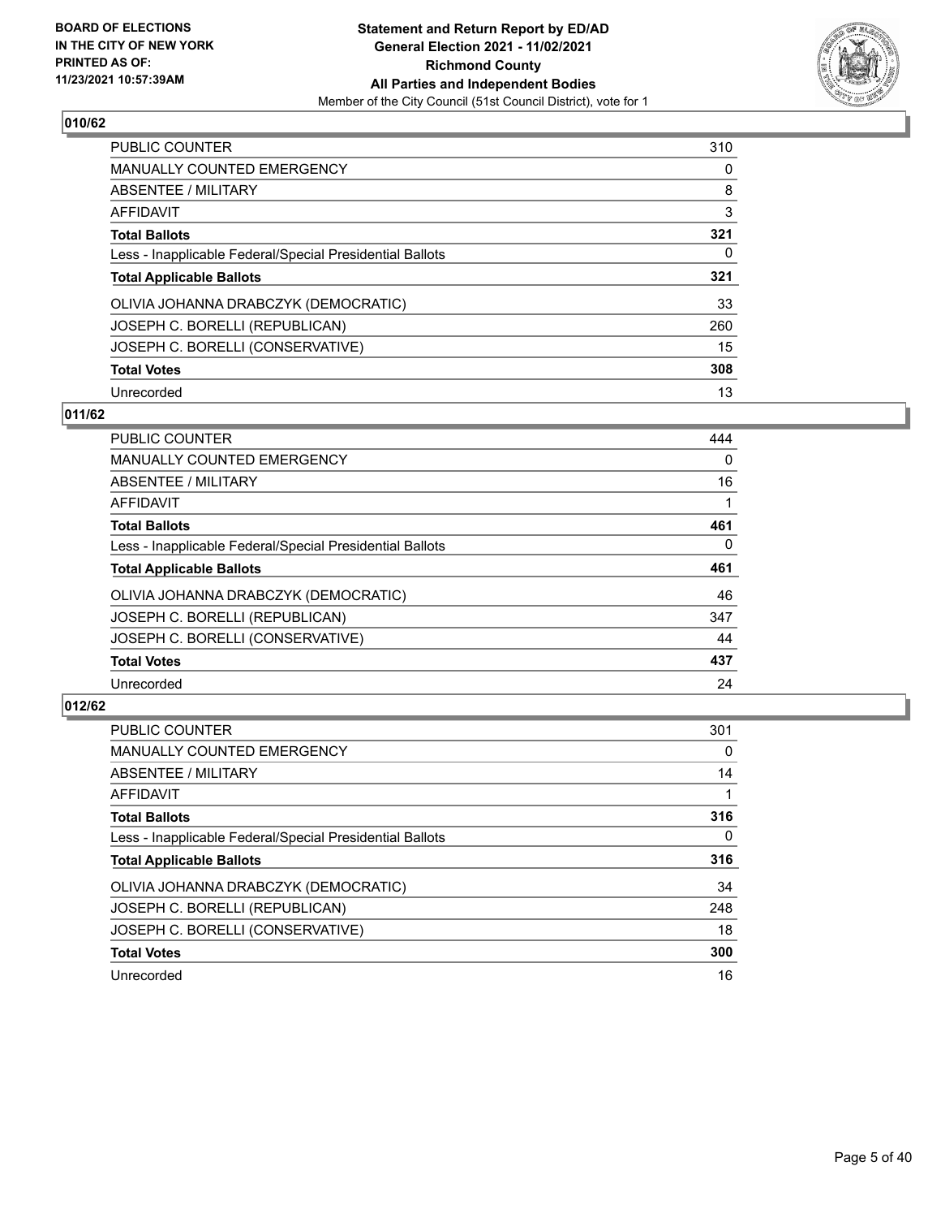## 010/62

| | |
|---|---|
| PUBLIC COUNTER | 310 |
| MANUALLY COUNTED EMERGENCY | 0 |
| ABSENTEE / MILITARY | 8 |
| AFFIDAVIT | 3 |
| **Total Ballots** | **321** |
| Less - Inapplicable Federal/Special Presidential Ballots | 0 |
| **Total Applicable Ballots** | **321** |
| OLIVIA JOHANNA DRABCZYK (DEMOCRATIC) | 33 |
| JOSEPH C. BORELLI (REPUBLICAN) | 260 |
| JOSEPH C. BORELLI (CONSERVATIVE) | 15 |
| **Total Votes** | **308** |
| Unrecorded | 13 |

## 011/62

| | |
|---|---|
| PUBLIC COUNTER | 444 |
| MANUALLY COUNTED EMERGENCY | 0 |
| ABSENTEE / MILITARY | 16 |
| AFFIDAVIT | 1 |
| **Total Ballots** | **461** |
| Less - Inapplicable Federal/Special Presidential Ballots | 0 |
| **Total Applicable Ballots** | **461** |
| OLIVIA JOHANNA DRABCZYK (DEMOCRATIC) | 46 |
| JOSEPH C. BORELLI (REPUBLICAN) | 347 |
| JOSEPH C. BORELLI (CONSERVATIVE) | 44 |
| **Total Votes** | **437** |
| Unrecorded | 24 |

## 012/62

| | |
|---|---|
| PUBLIC COUNTER | 301 |
| MANUALLY COUNTED EMERGENCY | 0 |
| ABSENTEE / MILITARY | 14 |
| AFFIDAVIT | 1 |
| **Total Ballots** | **316** |
| Less - Inapplicable Federal/Special Presidential Ballots | 0 |
| **Total Applicable Ballots** | **316** |
| OLIVIA JOHANNA DRABCZYK (DEMOCRATIC) | 34 |
| JOSEPH C. BORELLI (REPUBLICAN) | 248 |
| JOSEPH C. BORELLI (CONSERVATIVE) | 18 |
| **Total Votes** | **300** |
| Unrecorded | 16 |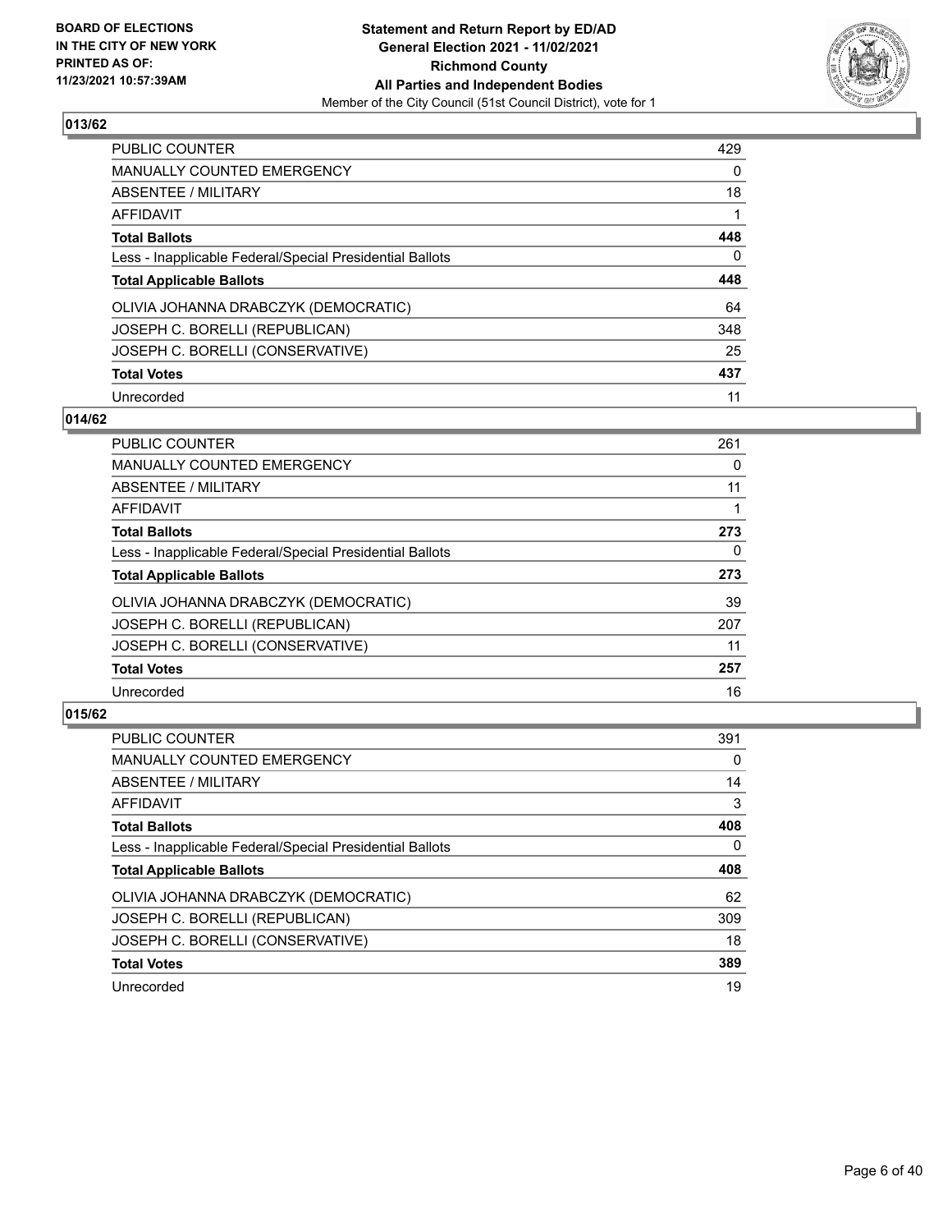**BOARD OF ELECTIONS IN THE CITY OF NEW YORK PRINTED AS OF: 11/23/2021 10:57:39AM**

**Statement and Return Report by ED/AD General Election 2021 - 11/02/2021 Richmond County All Parties and Independent Bodies**

Member of the City Council (51st Council District), vote for 1

## 013/62

| | |
|---|---|
| PUBLIC COUNTER | 429 |
| MANUALLY COUNTED EMERGENCY | 0 |
| ABSENTEE / MILITARY | 18 |
| AFFIDAVIT | 1 |
| **Total Ballots** | **448** |
| Less - Inapplicable Federal/Special Presidential Ballots | 0 |
| **Total Applicable Ballots** | **448** |
| OLIVIA JOHANNA DRABCZYK (DEMOCRATIC) | 64 |
| JOSEPH C. BORELLI (REPUBLICAN) | 348 |
| JOSEPH C. BORELLI (CONSERVATIVE) | 25 |
| **Total Votes** | **437** |
| Unrecorded | 11 |

## 014/62

| | |
|---|---|
| PUBLIC COUNTER | 261 |
| MANUALLY COUNTED EMERGENCY | 0 |
| ABSENTEE / MILITARY | 11 |
| AFFIDAVIT | 1 |
| **Total Ballots** | **273** |
| Less - Inapplicable Federal/Special Presidential Ballots | 0 |
| **Total Applicable Ballots** | **273** |
| OLIVIA JOHANNA DRABCZYK (DEMOCRATIC) | 39 |
| JOSEPH C. BORELLI (REPUBLICAN) | 207 |
| JOSEPH C. BORELLI (CONSERVATIVE) | 11 |
| **Total Votes** | **257** |
| Unrecorded | 16 |

## 015/62

| | |
|---|---|
| PUBLIC COUNTER | 391 |
| MANUALLY COUNTED EMERGENCY | 0 |
| ABSENTEE / MILITARY | 14 |
| AFFIDAVIT | 3 |
| **Total Ballots** | **408** |
| Less - Inapplicable Federal/Special Presidential Ballots | 0 |
| **Total Applicable Ballots** | **408** |
| OLIVIA JOHANNA DRABCZYK (DEMOCRATIC) | 62 |
| JOSEPH C. BORELLI (REPUBLICAN) | 309 |
| JOSEPH C. BORELLI (CONSERVATIVE) | 18 |
| **Total Votes** | **389** |
| Unrecorded | 19 |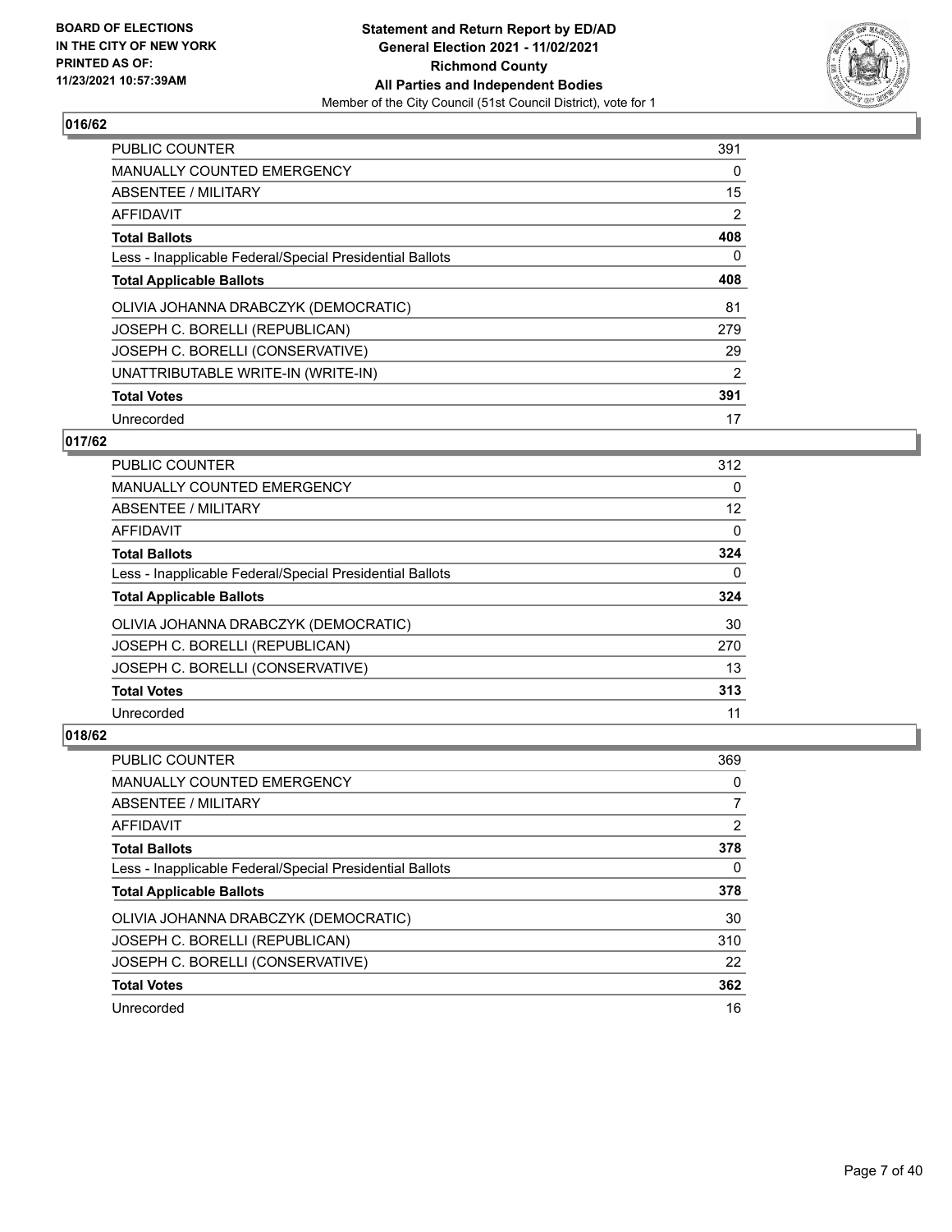## 016/62

| | |
|---|---|
| PUBLIC COUNTER | 391 |
| MANUALLY COUNTED EMERGENCY | 0 |
| ABSENTEE / MILITARY | 15 |
| AFFIDAVIT | 2 |
| **Total Ballots** | **408** |
| Less - Inapplicable Federal/Special Presidential Ballots | 0 |
| **Total Applicable Ballots** | **408** |
| OLIVIA JOHANNA DRABCZYK (DEMOCRATIC) | 81 |
| JOSEPH C. BORELLI (REPUBLICAN) | 279 |
| JOSEPH C. BORELLI (CONSERVATIVE) | 29 |
| UNATTRIBUTABLE WRITE-IN (WRITE-IN) | 2 |
| **Total Votes** | **391** |
| Unrecorded | 17 |

## 017/62

| | |
|---|---|
| PUBLIC COUNTER | 312 |
| MANUALLY COUNTED EMERGENCY | 0 |
| ABSENTEE / MILITARY | 12 |
| AFFIDAVIT | 0 |
| **Total Ballots** | **324** |
| Less - Inapplicable Federal/Special Presidential Ballots | 0 |
| **Total Applicable Ballots** | **324** |
| OLIVIA JOHANNA DRABCZYK (DEMOCRATIC) | 30 |
| JOSEPH C. BORELLI (REPUBLICAN) | 270 |
| JOSEPH C. BORELLI (CONSERVATIVE) | 13 |
| **Total Votes** | **313** |
| Unrecorded | 11 |

## 018/62

| | |
|---|---|
| PUBLIC COUNTER | 369 |
| MANUALLY COUNTED EMERGENCY | 0 |
| ABSENTEE / MILITARY | 7 |
| AFFIDAVIT | 2 |
| **Total Ballots** | **378** |
| Less - Inapplicable Federal/Special Presidential Ballots | 0 |
| **Total Applicable Ballots** | **378** |
| OLIVIA JOHANNA DRABCZYK (DEMOCRATIC) | 30 |
| JOSEPH C. BORELLI (REPUBLICAN) | 310 |
| JOSEPH C. BORELLI (CONSERVATIVE) | 22 |
| **Total Votes** | **362** |
| Unrecorded | 16 |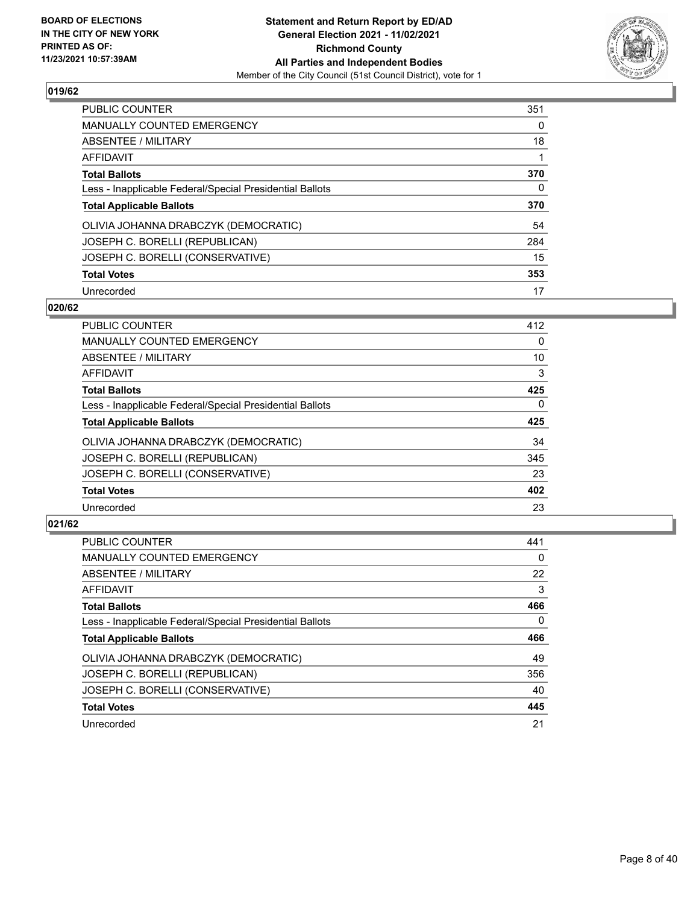## 019/62

| | |
|---|---|
| PUBLIC COUNTER | 351 |
| MANUALLY COUNTED EMERGENCY | 0 |
| ABSENTEE / MILITARY | 18 |
| AFFIDAVIT | 1 |
| **Total Ballots** | **370** |
| Less - Inapplicable Federal/Special Presidential Ballots | 0 |
| **Total Applicable Ballots** | **370** |
| OLIVIA JOHANNA DRABCZYK (DEMOCRATIC) | 54 |
| JOSEPH C. BORELLI (REPUBLICAN) | 284 |
| JOSEPH C. BORELLI (CONSERVATIVE) | 15 |
| **Total Votes** | **353** |
| Unrecorded | 17 |

## 020/62

| | |
|---|---|
| PUBLIC COUNTER | 412 |
| MANUALLY COUNTED EMERGENCY | 0 |
| ABSENTEE / MILITARY | 10 |
| AFFIDAVIT | 3 |
| **Total Ballots** | **425** |
| Less - Inapplicable Federal/Special Presidential Ballots | 0 |
| **Total Applicable Ballots** | **425** |
| OLIVIA JOHANNA DRABCZYK (DEMOCRATIC) | 34 |
| JOSEPH C. BORELLI (REPUBLICAN) | 345 |
| JOSEPH C. BORELLI (CONSERVATIVE) | 23 |
| **Total Votes** | **402** |
| Unrecorded | 23 |

## 021/62

| | |
|---|---|
| PUBLIC COUNTER | 441 |
| MANUALLY COUNTED EMERGENCY | 0 |
| ABSENTEE / MILITARY | 22 |
| AFFIDAVIT | 3 |
| **Total Ballots** | **466** |
| Less - Inapplicable Federal/Special Presidential Ballots | 0 |
| **Total Applicable Ballots** | **466** |
| OLIVIA JOHANNA DRABCZYK (DEMOCRATIC) | 49 |
| JOSEPH C. BORELLI (REPUBLICAN) | 356 |
| JOSEPH C. BORELLI (CONSERVATIVE) | 40 |
| **Total Votes** | **445** |
| Unrecorded | 21 |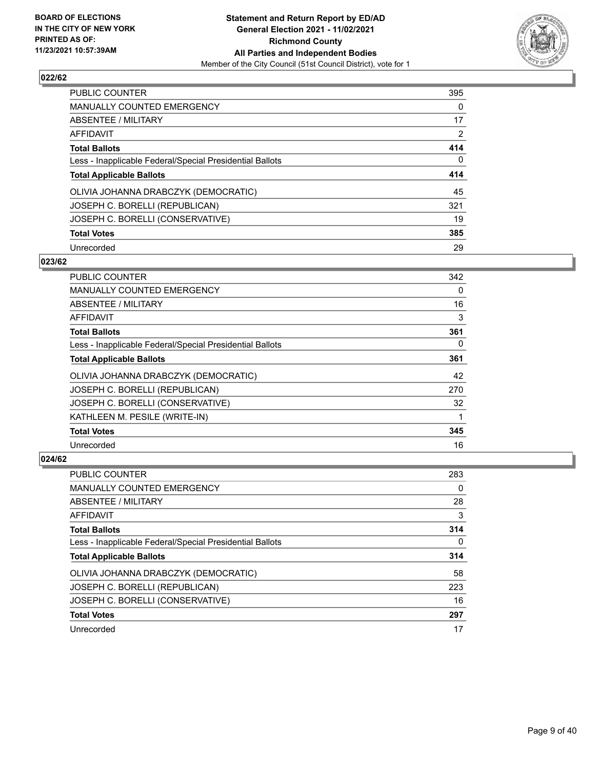**BOARD OF ELECTIONS IN THE CITY OF NEW YORK PRINTED AS OF: 11/23/2021 10:57:39AM**

**Statement and Return Report by ED/AD General Election 2021 - 11/02/2021 Richmond County All Parties and Independent Bodies**

Member of the City Council (51st Council District), vote for 1

## 022/62

| | |
|---|---|
| PUBLIC COUNTER | 395 |
| MANUALLY COUNTED EMERGENCY | 0 |
| ABSENTEE / MILITARY | 17 |
| AFFIDAVIT | 2 |
| **Total Ballots** | **414** |
| Less - Inapplicable Federal/Special Presidential Ballots | 0 |
| **Total Applicable Ballots** | **414** |
| OLIVIA JOHANNA DRABCZYK (DEMOCRATIC) | 45 |
| JOSEPH C. BORELLI (REPUBLICAN) | 321 |
| JOSEPH C. BORELLI (CONSERVATIVE) | 19 |
| **Total Votes** | **385** |
| Unrecorded | 29 |

## 023/62

| | |
|---|---|
| PUBLIC COUNTER | 342 |
| MANUALLY COUNTED EMERGENCY | 0 |
| ABSENTEE / MILITARY | 16 |
| AFFIDAVIT | 3 |
| **Total Ballots** | **361** |
| Less - Inapplicable Federal/Special Presidential Ballots | 0 |
| **Total Applicable Ballots** | **361** |
| OLIVIA JOHANNA DRABCZYK (DEMOCRATIC) | 42 |
| JOSEPH C. BORELLI (REPUBLICAN) | 270 |
| JOSEPH C. BORELLI (CONSERVATIVE) | 32 |
| KATHLEEN M. PESILE (WRITE-IN) | 1 |
| **Total Votes** | **345** |
| Unrecorded | 16 |

## 024/62

| | |
|---|---|
| PUBLIC COUNTER | 283 |
| MANUALLY COUNTED EMERGENCY | 0 |
| ABSENTEE / MILITARY | 28 |
| AFFIDAVIT | 3 |
| **Total Ballots** | **314** |
| Less - Inapplicable Federal/Special Presidential Ballots | 0 |
| **Total Applicable Ballots** | **314** |
| OLIVIA JOHANNA DRABCZYK (DEMOCRATIC) | 58 |
| JOSEPH C. BORELLI (REPUBLICAN) | 223 |
| JOSEPH C. BORELLI (CONSERVATIVE) | 16 |
| **Total Votes** | **297** |
| Unrecorded | 17 |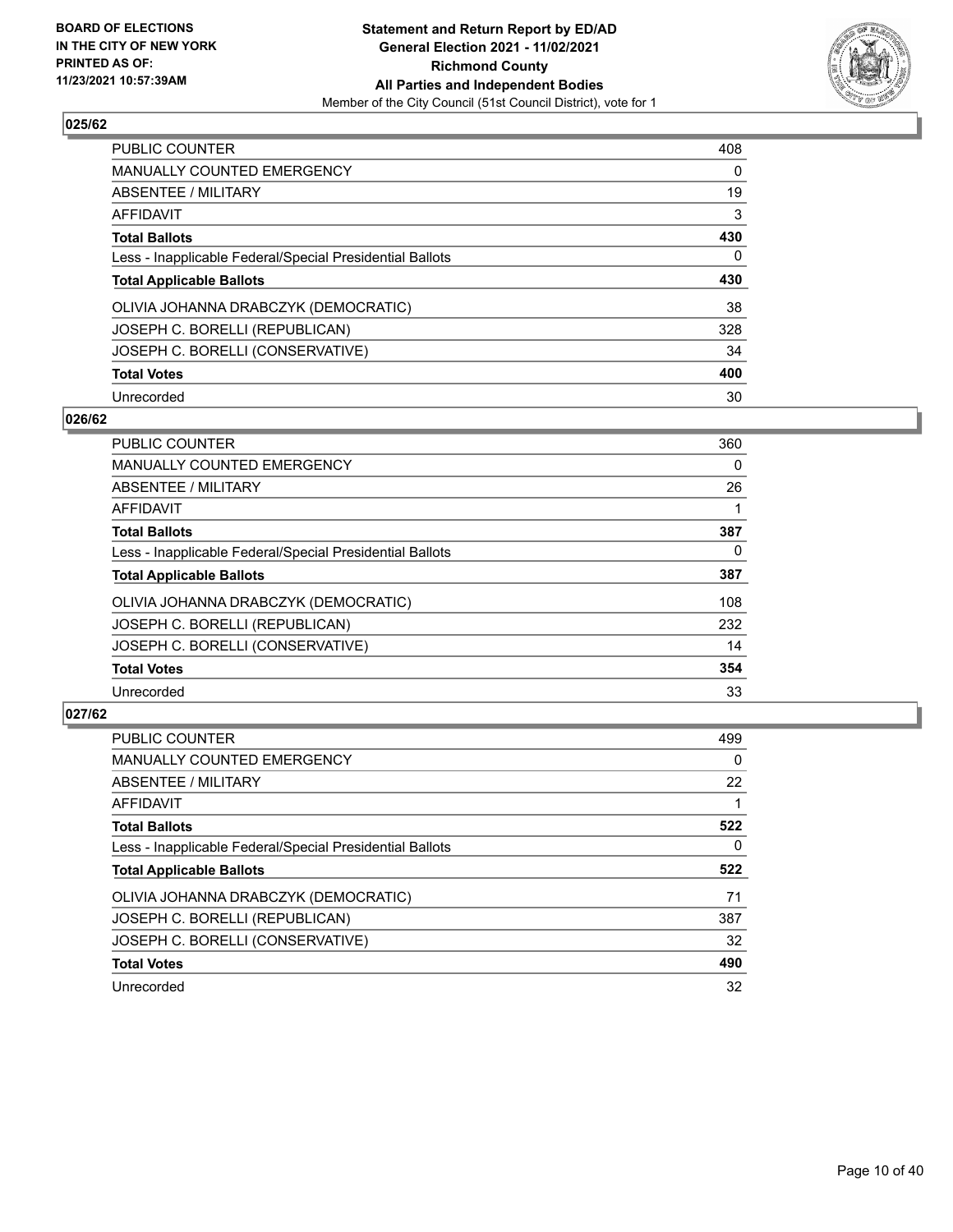BOARD OF ELECTIONS
IN THE CITY OF NEW YORK
PRINTED AS OF:
11/23/2021 10:57:39AM

**Statement and Return Report by ED/AD**
**General Election 2021 - 11/02/2021**
**Richmond County**
**All Parties and Independent Bodies**
Member of the City Council (51st Council District), vote for 1

### 025/62

| | |
|---|---|
| PUBLIC COUNTER | 408 |
| MANUALLY COUNTED EMERGENCY | 0 |
| ABSENTEE / MILITARY | 19 |
| AFFIDAVIT | 3 |
| **Total Ballots** | **430** |
| Less - Inapplicable Federal/Special Presidential Ballots | 0 |
| **Total Applicable Ballots** | **430** |
| OLIVIA JOHANNA DRABCZYK (DEMOCRATIC) | 38 |
| JOSEPH C. BORELLI (REPUBLICAN) | 328 |
| JOSEPH C. BORELLI (CONSERVATIVE) | 34 |
| **Total Votes** | **400** |
| Unrecorded | 30 |

### 026/62

| | |
|---|---|
| PUBLIC COUNTER | 360 |
| MANUALLY COUNTED EMERGENCY | 0 |
| ABSENTEE / MILITARY | 26 |
| AFFIDAVIT | 1 |
| **Total Ballots** | **387** |
| Less - Inapplicable Federal/Special Presidential Ballots | 0 |
| **Total Applicable Ballots** | **387** |
| OLIVIA JOHANNA DRABCZYK (DEMOCRATIC) | 108 |
| JOSEPH C. BORELLI (REPUBLICAN) | 232 |
| JOSEPH C. BORELLI (CONSERVATIVE) | 14 |
| **Total Votes** | **354** |
| Unrecorded | 33 |

### 027/62

| | |
|---|---|
| PUBLIC COUNTER | 499 |
| MANUALLY COUNTED EMERGENCY | 0 |
| ABSENTEE / MILITARY | 22 |
| AFFIDAVIT | 1 |
| **Total Ballots** | **522** |
| Less - Inapplicable Federal/Special Presidential Ballots | 0 |
| **Total Applicable Ballots** | **522** |
| OLIVIA JOHANNA DRABCZYK (DEMOCRATIC) | 71 |
| JOSEPH C. BORELLI (REPUBLICAN) | 387 |
| JOSEPH C. BORELLI (CONSERVATIVE) | 32 |
| **Total Votes** | **490** |
| Unrecorded | 32 |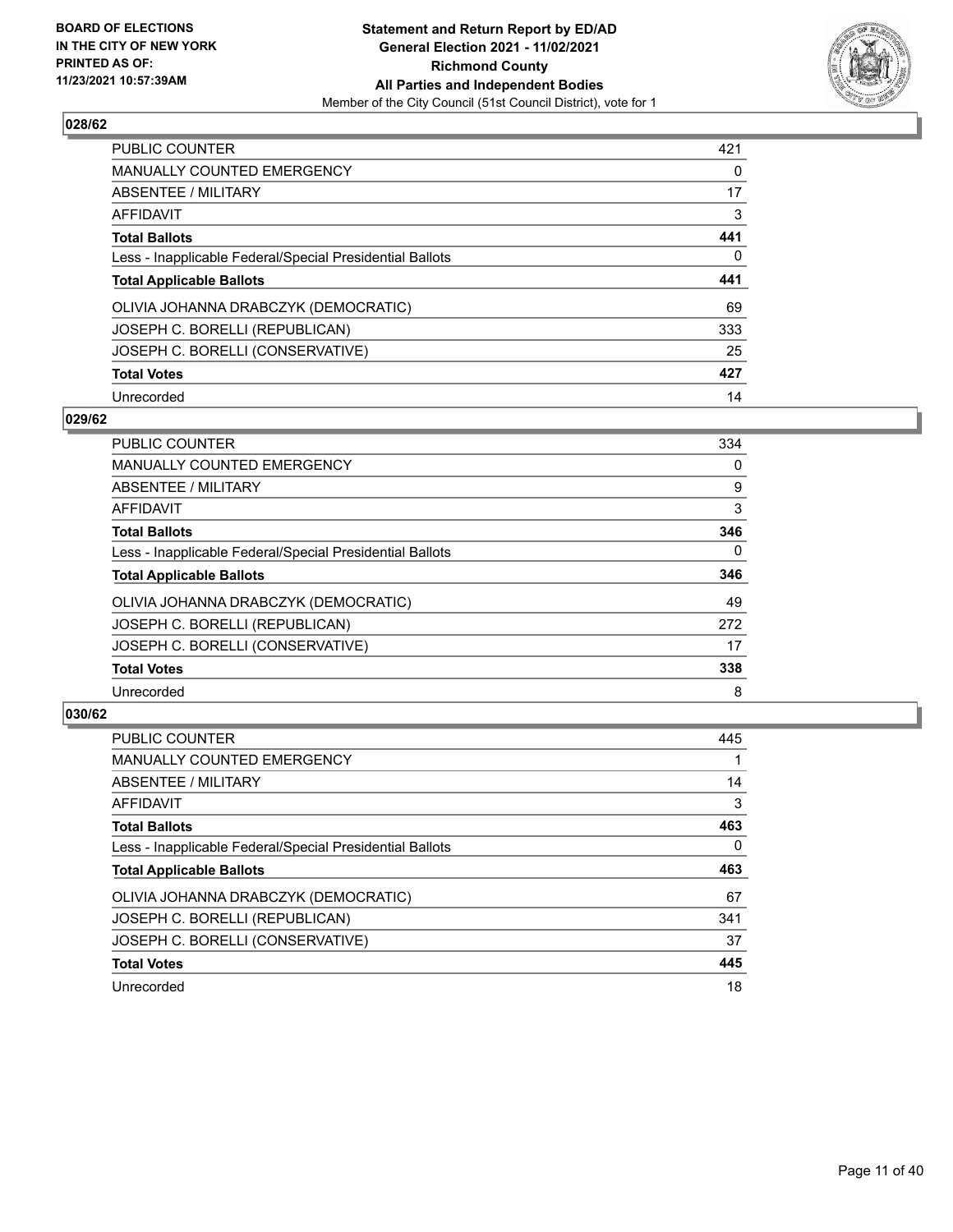## 028/62

| | |
|---|---|
| PUBLIC COUNTER | 421 |
| MANUALLY COUNTED EMERGENCY | 0 |
| ABSENTEE / MILITARY | 17 |
| AFFIDAVIT | 3 |
| **Total Ballots** | **441** |
| Less - Inapplicable Federal/Special Presidential Ballots | 0 |
| **Total Applicable Ballots** | **441** |
| OLIVIA JOHANNA DRABCZYK (DEMOCRATIC) | 69 |
| JOSEPH C. BORELLI (REPUBLICAN) | 333 |
| JOSEPH C. BORELLI (CONSERVATIVE) | 25 |
| **Total Votes** | **427** |
| Unrecorded | 14 |

## 029/62

| | |
|---|---|
| PUBLIC COUNTER | 334 |
| MANUALLY COUNTED EMERGENCY | 0 |
| ABSENTEE / MILITARY | 9 |
| AFFIDAVIT | 3 |
| **Total Ballots** | **346** |
| Less - Inapplicable Federal/Special Presidential Ballots | 0 |
| **Total Applicable Ballots** | **346** |
| OLIVIA JOHANNA DRABCZYK (DEMOCRATIC) | 49 |
| JOSEPH C. BORELLI (REPUBLICAN) | 272 |
| JOSEPH C. BORELLI (CONSERVATIVE) | 17 |
| **Total Votes** | **338** |
| Unrecorded | 8 |

## 030/62

| | |
|---|---|
| PUBLIC COUNTER | 445 |
| MANUALLY COUNTED EMERGENCY | 1 |
| ABSENTEE / MILITARY | 14 |
| AFFIDAVIT | 3 |
| **Total Ballots** | **463** |
| Less - Inapplicable Federal/Special Presidential Ballots | 0 |
| **Total Applicable Ballots** | **463** |
| OLIVIA JOHANNA DRABCZYK (DEMOCRATIC) | 67 |
| JOSEPH C. BORELLI (REPUBLICAN) | 341 |
| JOSEPH C. BORELLI (CONSERVATIVE) | 37 |
| **Total Votes** | **445** |
| Unrecorded | 18 |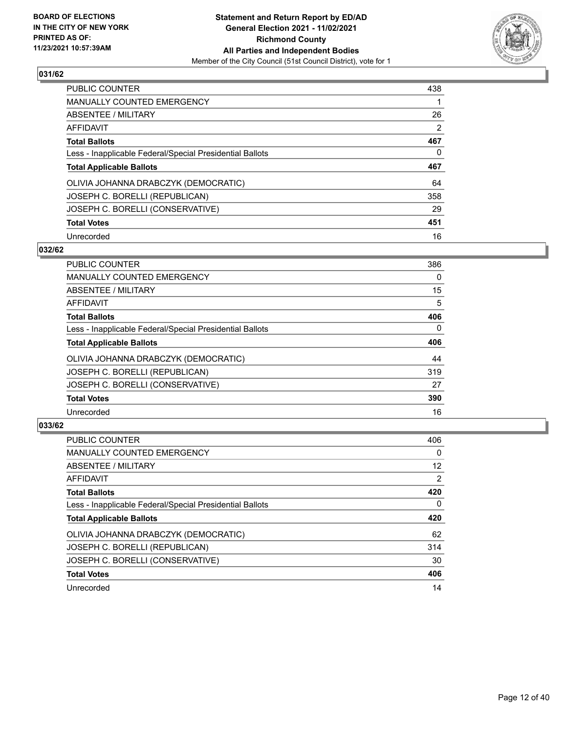**Statement and Return Report by ED/AD**
**General Election 2021 - 11/02/2021**
**Richmond County**
**All Parties and Independent Bodies**
Member of the City Council (51st Council District), vote for 1

BOARD OF ELECTIONS IN THE CITY OF NEW YORK PRINTED AS OF: 11/23/2021 10:57:39AM

### 031/62

| | |
|---|---|
| PUBLIC COUNTER | 438 |
| MANUALLY COUNTED EMERGENCY | 1 |
| ABSENTEE / MILITARY | 26 |
| AFFIDAVIT | 2 |
| **Total Ballots** | **467** |
| Less - Inapplicable Federal/Special Presidential Ballots | 0 |
| **Total Applicable Ballots** | **467** |
| OLIVIA JOHANNA DRABCZYK (DEMOCRATIC) | 64 |
| JOSEPH C. BORELLI (REPUBLICAN) | 358 |
| JOSEPH C. BORELLI (CONSERVATIVE) | 29 |
| **Total Votes** | **451** |
| Unrecorded | 16 |

### 032/62

| | |
|---|---|
| PUBLIC COUNTER | 386 |
| MANUALLY COUNTED EMERGENCY | 0 |
| ABSENTEE / MILITARY | 15 |
| AFFIDAVIT | 5 |
| **Total Ballots** | **406** |
| Less - Inapplicable Federal/Special Presidential Ballots | 0 |
| **Total Applicable Ballots** | **406** |
| OLIVIA JOHANNA DRABCZYK (DEMOCRATIC) | 44 |
| JOSEPH C. BORELLI (REPUBLICAN) | 319 |
| JOSEPH C. BORELLI (CONSERVATIVE) | 27 |
| **Total Votes** | **390** |
| Unrecorded | 16 |

### 033/62

| | |
|---|---|
| PUBLIC COUNTER | 406 |
| MANUALLY COUNTED EMERGENCY | 0 |
| ABSENTEE / MILITARY | 12 |
| AFFIDAVIT | 2 |
| **Total Ballots** | **420** |
| Less - Inapplicable Federal/Special Presidential Ballots | 0 |
| **Total Applicable Ballots** | **420** |
| OLIVIA JOHANNA DRABCZYK (DEMOCRATIC) | 62 |
| JOSEPH C. BORELLI (REPUBLICAN) | 314 |
| JOSEPH C. BORELLI (CONSERVATIVE) | 30 |
| **Total Votes** | **406** |
| Unrecorded | 14 |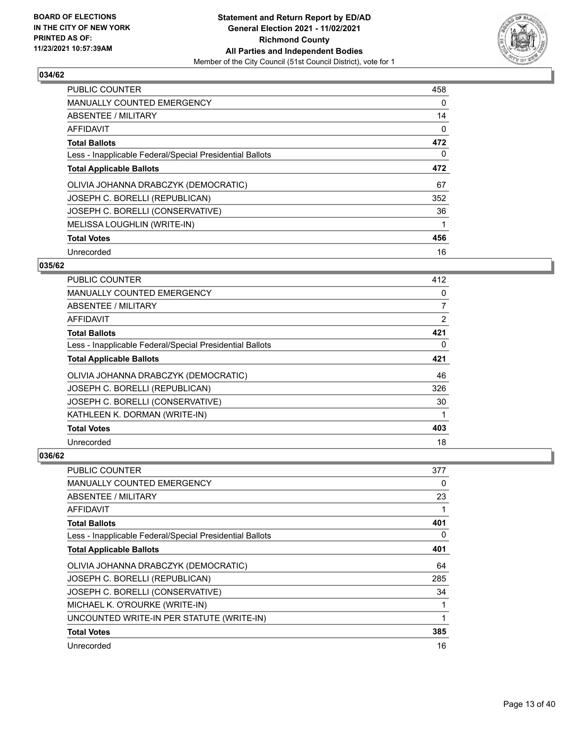BOARD OF ELECTIONS
IN THE CITY OF NEW YORK
PRINTED AS OF:
11/23/2021 10:57:39AM

**Statement and Return Report by ED/AD**
**General Election 2021 - 11/02/2021**
**Richmond County**
**All Parties and Independent Bodies**
Member of the City Council (51st Council District), vote for 1

### 034/62

| | |
|---|---|
| PUBLIC COUNTER | 458 |
| MANUALLY COUNTED EMERGENCY | 0 |
| ABSENTEE / MILITARY | 14 |
| AFFIDAVIT | 0 |
| **Total Ballots** | **472** |
| Less - Inapplicable Federal/Special Presidential Ballots | 0 |
| **Total Applicable Ballots** | **472** |
| OLIVIA JOHANNA DRABCZYK (DEMOCRATIC) | 67 |
| JOSEPH C. BORELLI (REPUBLICAN) | 352 |
| JOSEPH C. BORELLI (CONSERVATIVE) | 36 |
| MELISSA LOUGHLIN (WRITE-IN) | 1 |
| **Total Votes** | **456** |
| Unrecorded | 16 |

### 035/62

| | |
|---|---|
| PUBLIC COUNTER | 412 |
| MANUALLY COUNTED EMERGENCY | 0 |
| ABSENTEE / MILITARY | 7 |
| AFFIDAVIT | 2 |
| **Total Ballots** | **421** |
| Less - Inapplicable Federal/Special Presidential Ballots | 0 |
| **Total Applicable Ballots** | **421** |
| OLIVIA JOHANNA DRABCZYK (DEMOCRATIC) | 46 |
| JOSEPH C. BORELLI (REPUBLICAN) | 326 |
| JOSEPH C. BORELLI (CONSERVATIVE) | 30 |
| KATHLEEN K. DORMAN (WRITE-IN) | 1 |
| **Total Votes** | **403** |
| Unrecorded | 18 |

### 036/62

| | |
|---|---|
| PUBLIC COUNTER | 377 |
| MANUALLY COUNTED EMERGENCY | 0 |
| ABSENTEE / MILITARY | 23 |
| AFFIDAVIT | 1 |
| **Total Ballots** | **401** |
| Less - Inapplicable Federal/Special Presidential Ballots | 0 |
| **Total Applicable Ballots** | **401** |
| OLIVIA JOHANNA DRABCZYK (DEMOCRATIC) | 64 |
| JOSEPH C. BORELLI (REPUBLICAN) | 285 |
| JOSEPH C. BORELLI (CONSERVATIVE) | 34 |
| MICHAEL K. O'ROURKE (WRITE-IN) | 1 |
| UNCOUNTED WRITE-IN PER STATUTE (WRITE-IN) | 1 |
| **Total Votes** | **385** |
| Unrecorded | 16 |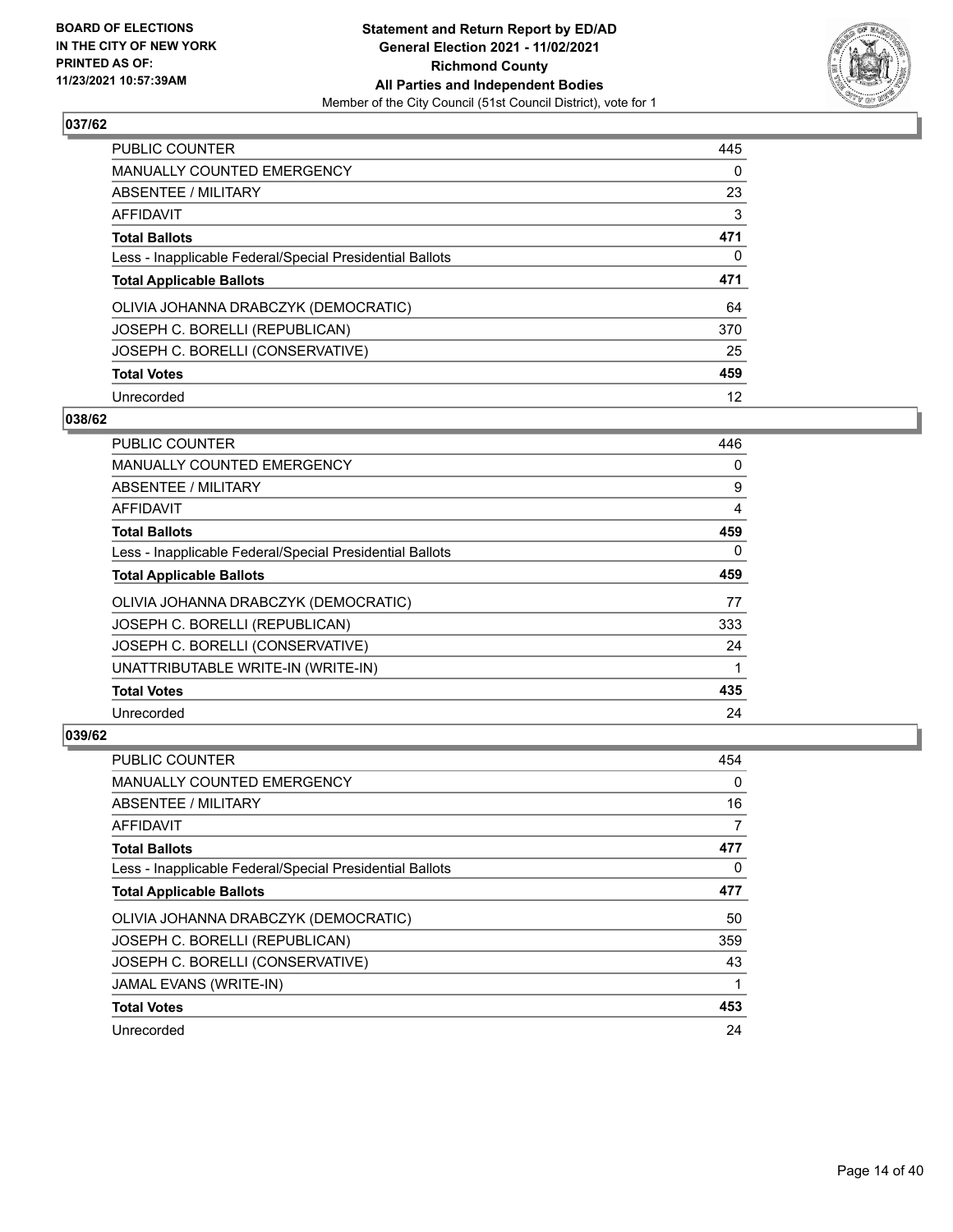**BOARD OF ELECTIONS IN THE CITY OF NEW YORK PRINTED AS OF: 11/23/2021 10:57:39AM**

**Statement and Return Report by ED/AD General Election 2021 - 11/02/2021 Richmond County All Parties and Independent Bodies**

Member of the City Council (51st Council District), vote for 1

## 037/62

| | |
|---|---|
| PUBLIC COUNTER | 445 |
| MANUALLY COUNTED EMERGENCY | 0 |
| ABSENTEE / MILITARY | 23 |
| AFFIDAVIT | 3 |
| **Total Ballots** | **471** |
| Less - Inapplicable Federal/Special Presidential Ballots | 0 |
| **Total Applicable Ballots** | **471** |
| OLIVIA JOHANNA DRABCZYK (DEMOCRATIC) | 64 |
| JOSEPH C. BORELLI (REPUBLICAN) | 370 |
| JOSEPH C. BORELLI (CONSERVATIVE) | 25 |
| **Total Votes** | **459** |
| Unrecorded | 12 |

## 038/62

| | |
|---|---|
| PUBLIC COUNTER | 446 |
| MANUALLY COUNTED EMERGENCY | 0 |
| ABSENTEE / MILITARY | 9 |
| AFFIDAVIT | 4 |
| **Total Ballots** | **459** |
| Less - Inapplicable Federal/Special Presidential Ballots | 0 |
| **Total Applicable Ballots** | **459** |
| OLIVIA JOHANNA DRABCZYK (DEMOCRATIC) | 77 |
| JOSEPH C. BORELLI (REPUBLICAN) | 333 |
| JOSEPH C. BORELLI (CONSERVATIVE) | 24 |
| UNATTRIBUTABLE WRITE-IN (WRITE-IN) | 1 |
| **Total Votes** | **435** |
| Unrecorded | 24 |

## 039/62

| | |
|---|---|
| PUBLIC COUNTER | 454 |
| MANUALLY COUNTED EMERGENCY | 0 |
| ABSENTEE / MILITARY | 16 |
| AFFIDAVIT | 7 |
| **Total Ballots** | **477** |
| Less - Inapplicable Federal/Special Presidential Ballots | 0 |
| **Total Applicable Ballots** | **477** |
| OLIVIA JOHANNA DRABCZYK (DEMOCRATIC) | 50 |
| JOSEPH C. BORELLI (REPUBLICAN) | 359 |
| JOSEPH C. BORELLI (CONSERVATIVE) | 43 |
| JAMAL EVANS (WRITE-IN) | 1 |
| **Total Votes** | **453** |
| Unrecorded | 24 |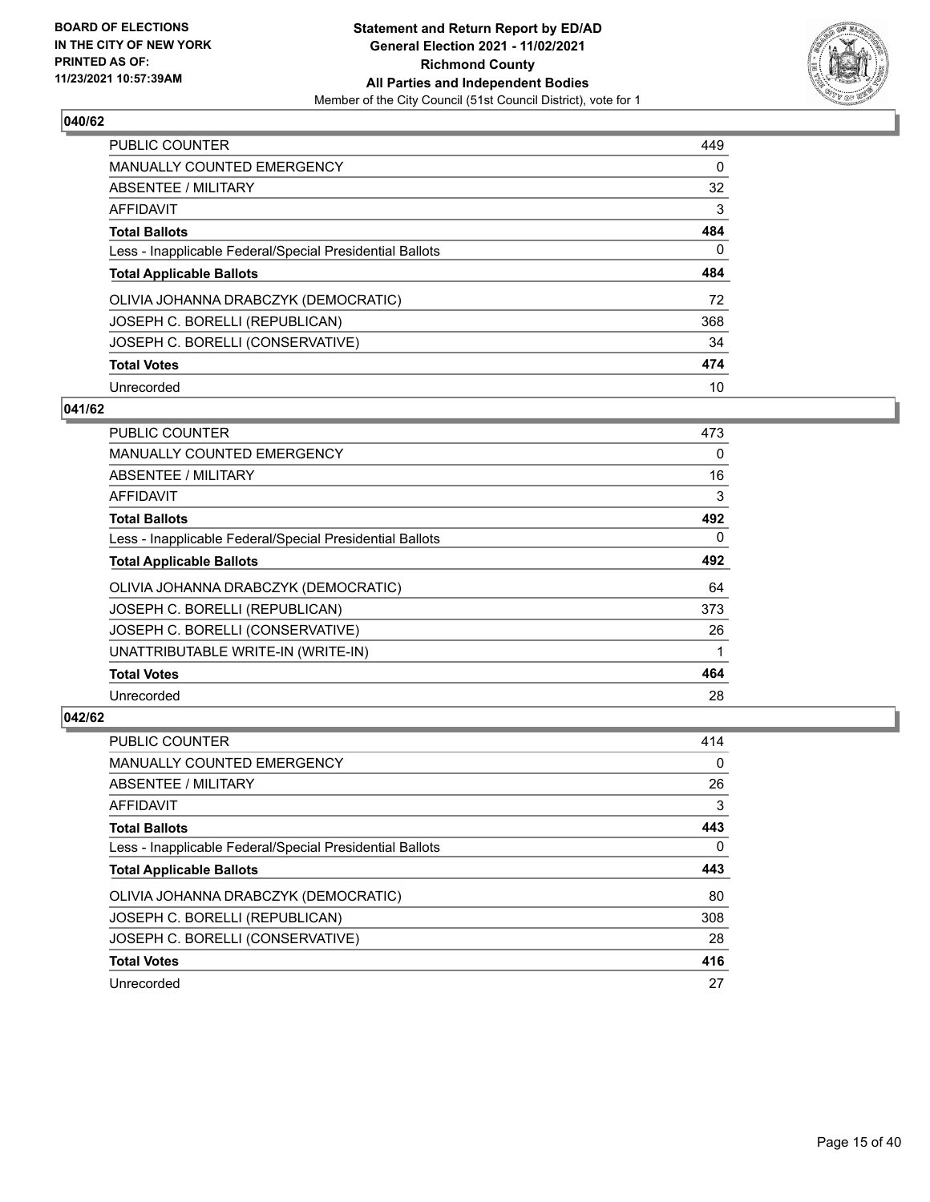BOARD OF ELECTIONS
IN THE CITY OF NEW YORK
PRINTED AS OF:
11/23/2021 10:57:39AM

**Statement and Return Report by ED/AD**
**General Election 2021 - 11/02/2021**
**Richmond County**
**All Parties and Independent Bodies**
Member of the City Council (51st Council District), vote for 1

## 040/62

| | |
|---|---|
| PUBLIC COUNTER | 449 |
| MANUALLY COUNTED EMERGENCY | 0 |
| ABSENTEE / MILITARY | 32 |
| AFFIDAVIT | 3 |
| **Total Ballots** | **484** |
| Less - Inapplicable Federal/Special Presidential Ballots | 0 |
| **Total Applicable Ballots** | **484** |
| OLIVIA JOHANNA DRABCZYK (DEMOCRATIC) | 72 |
| JOSEPH C. BORELLI (REPUBLICAN) | 368 |
| JOSEPH C. BORELLI (CONSERVATIVE) | 34 |
| **Total Votes** | **474** |
| Unrecorded | 10 |

## 041/62

| | |
|---|---|
| PUBLIC COUNTER | 473 |
| MANUALLY COUNTED EMERGENCY | 0 |
| ABSENTEE / MILITARY | 16 |
| AFFIDAVIT | 3 |
| **Total Ballots** | **492** |
| Less - Inapplicable Federal/Special Presidential Ballots | 0 |
| **Total Applicable Ballots** | **492** |
| OLIVIA JOHANNA DRABCZYK (DEMOCRATIC) | 64 |
| JOSEPH C. BORELLI (REPUBLICAN) | 373 |
| JOSEPH C. BORELLI (CONSERVATIVE) | 26 |
| UNATTRIBUTABLE WRITE-IN (WRITE-IN) | 1 |
| **Total Votes** | **464** |
| Unrecorded | 28 |

## 042/62

| | |
|---|---|
| PUBLIC COUNTER | 414 |
| MANUALLY COUNTED EMERGENCY | 0 |
| ABSENTEE / MILITARY | 26 |
| AFFIDAVIT | 3 |
| **Total Ballots** | **443** |
| Less - Inapplicable Federal/Special Presidential Ballots | 0 |
| **Total Applicable Ballots** | **443** |
| OLIVIA JOHANNA DRABCZYK (DEMOCRATIC) | 80 |
| JOSEPH C. BORELLI (REPUBLICAN) | 308 |
| JOSEPH C. BORELLI (CONSERVATIVE) | 28 |
| **Total Votes** | **416** |
| Unrecorded | 27 |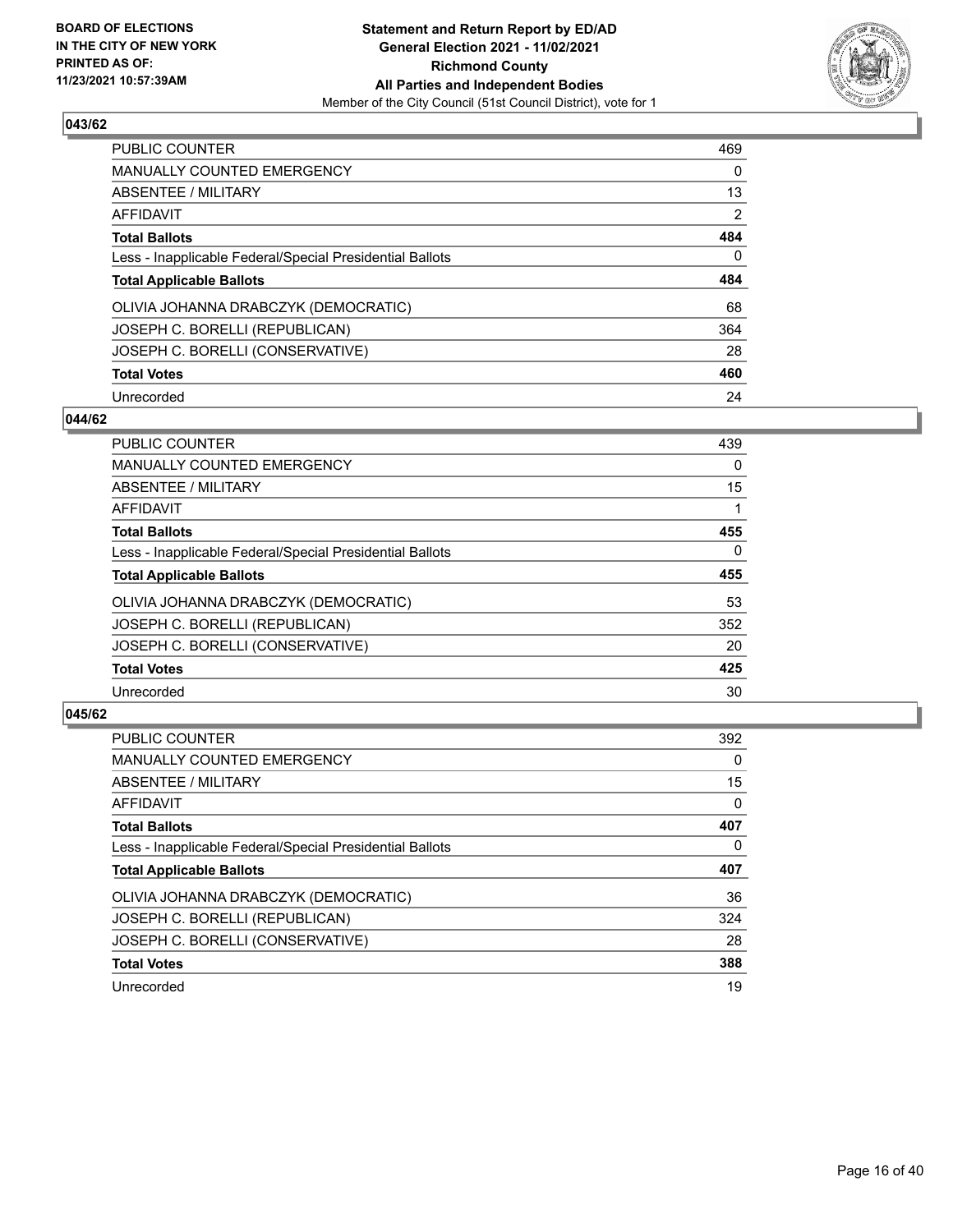## 043/62

| | |
|---|---|
| PUBLIC COUNTER | 469 |
| MANUALLY COUNTED EMERGENCY | 0 |
| ABSENTEE / MILITARY | 13 |
| AFFIDAVIT | 2 |
| **Total Ballots** | **484** |
| Less - Inapplicable Federal/Special Presidential Ballots | 0 |
| **Total Applicable Ballots** | **484** |
| OLIVIA JOHANNA DRABCZYK (DEMOCRATIC) | 68 |
| JOSEPH C. BORELLI (REPUBLICAN) | 364 |
| JOSEPH C. BORELLI (CONSERVATIVE) | 28 |
| **Total Votes** | **460** |
| Unrecorded | 24 |

## 044/62

| | |
|---|---|
| PUBLIC COUNTER | 439 |
| MANUALLY COUNTED EMERGENCY | 0 |
| ABSENTEE / MILITARY | 15 |
| AFFIDAVIT | 1 |
| **Total Ballots** | **455** |
| Less - Inapplicable Federal/Special Presidential Ballots | 0 |
| **Total Applicable Ballots** | **455** |
| OLIVIA JOHANNA DRABCZYK (DEMOCRATIC) | 53 |
| JOSEPH C. BORELLI (REPUBLICAN) | 352 |
| JOSEPH C. BORELLI (CONSERVATIVE) | 20 |
| **Total Votes** | **425** |
| Unrecorded | 30 |

## 045/62

| | |
|---|---|
| PUBLIC COUNTER | 392 |
| MANUALLY COUNTED EMERGENCY | 0 |
| ABSENTEE / MILITARY | 15 |
| AFFIDAVIT | 0 |
| **Total Ballots** | **407** |
| Less - Inapplicable Federal/Special Presidential Ballots | 0 |
| **Total Applicable Ballots** | **407** |
| OLIVIA JOHANNA DRABCZYK (DEMOCRATIC) | 36 |
| JOSEPH C. BORELLI (REPUBLICAN) | 324 |
| JOSEPH C. BORELLI (CONSERVATIVE) | 28 |
| **Total Votes** | **388** |
| Unrecorded | 19 |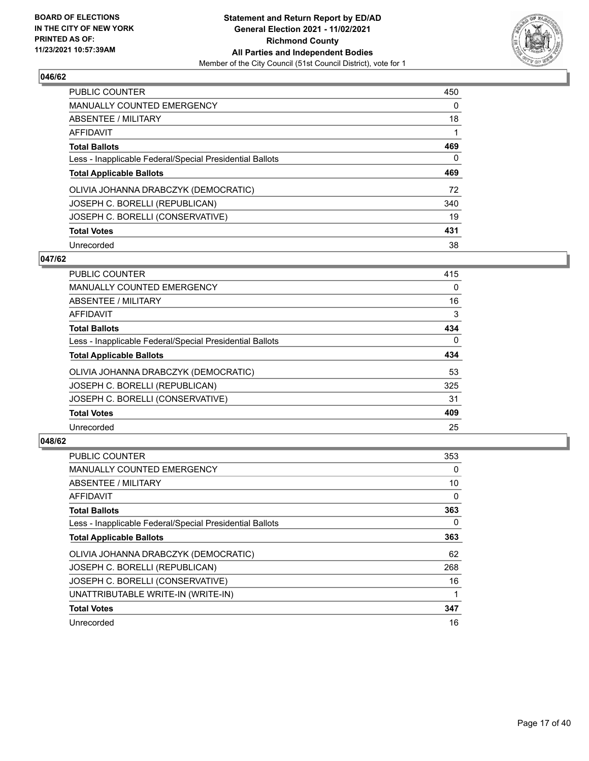## 046/62

| | |
|---|---|
| PUBLIC COUNTER | 450 |
| MANUALLY COUNTED EMERGENCY | 0 |
| ABSENTEE / MILITARY | 18 |
| AFFIDAVIT | 1 |
| **Total Ballots** | **469** |
| Less - Inapplicable Federal/Special Presidential Ballots | 0 |
| **Total Applicable Ballots** | **469** |
| OLIVIA JOHANNA DRABCZYK (DEMOCRATIC) | 72 |
| JOSEPH C. BORELLI (REPUBLICAN) | 340 |
| JOSEPH C. BORELLI (CONSERVATIVE) | 19 |
| **Total Votes** | **431** |
| Unrecorded | 38 |

## 047/62

| | |
|---|---|
| PUBLIC COUNTER | 415 |
| MANUALLY COUNTED EMERGENCY | 0 |
| ABSENTEE / MILITARY | 16 |
| AFFIDAVIT | 3 |
| **Total Ballots** | **434** |
| Less - Inapplicable Federal/Special Presidential Ballots | 0 |
| **Total Applicable Ballots** | **434** |
| OLIVIA JOHANNA DRABCZYK (DEMOCRATIC) | 53 |
| JOSEPH C. BORELLI (REPUBLICAN) | 325 |
| JOSEPH C. BORELLI (CONSERVATIVE) | 31 |
| **Total Votes** | **409** |
| Unrecorded | 25 |

## 048/62

| | |
|---|---|
| PUBLIC COUNTER | 353 |
| MANUALLY COUNTED EMERGENCY | 0 |
| ABSENTEE / MILITARY | 10 |
| AFFIDAVIT | 0 |
| **Total Ballots** | **363** |
| Less - Inapplicable Federal/Special Presidential Ballots | 0 |
| **Total Applicable Ballots** | **363** |
| OLIVIA JOHANNA DRABCZYK (DEMOCRATIC) | 62 |
| JOSEPH C. BORELLI (REPUBLICAN) | 268 |
| JOSEPH C. BORELLI (CONSERVATIVE) | 16 |
| UNATTRIBUTABLE WRITE-IN (WRITE-IN) | 1 |
| **Total Votes** | **347** |
| Unrecorded | 16 |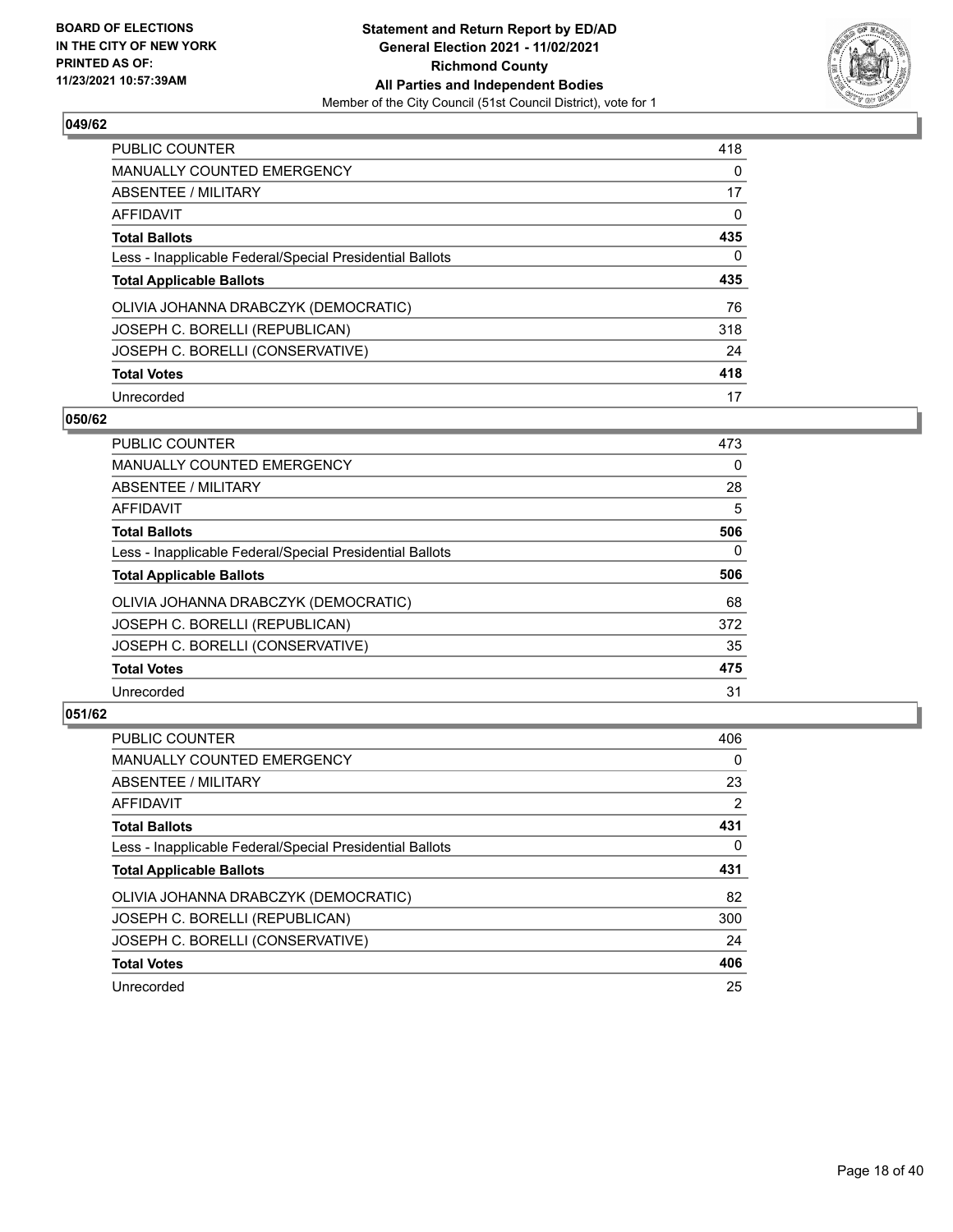**Statement and Return Report by ED/AD**
**General Election 2021 - 11/02/2021**
**Richmond County**
**All Parties and Independent Bodies**
Member of the City Council (51st Council District), vote for 1

BOARD OF ELECTIONS
IN THE CITY OF NEW YORK
PRINTED AS OF:
11/23/2021 10:57:39AM

### 049/62

| | |
|---|---|
| PUBLIC COUNTER | 418 |
| MANUALLY COUNTED EMERGENCY | 0 |
| ABSENTEE / MILITARY | 17 |
| AFFIDAVIT | 0 |
| **Total Ballots** | **435** |
| Less - Inapplicable Federal/Special Presidential Ballots | 0 |
| **Total Applicable Ballots** | **435** |
| OLIVIA JOHANNA DRABCZYK (DEMOCRATIC) | 76 |
| JOSEPH C. BORELLI (REPUBLICAN) | 318 |
| JOSEPH C. BORELLI (CONSERVATIVE) | 24 |
| **Total Votes** | **418** |
| Unrecorded | 17 |

### 050/62

| | |
|---|---|
| PUBLIC COUNTER | 473 |
| MANUALLY COUNTED EMERGENCY | 0 |
| ABSENTEE / MILITARY | 28 |
| AFFIDAVIT | 5 |
| **Total Ballots** | **506** |
| Less - Inapplicable Federal/Special Presidential Ballots | 0 |
| **Total Applicable Ballots** | **506** |
| OLIVIA JOHANNA DRABCZYK (DEMOCRATIC) | 68 |
| JOSEPH C. BORELLI (REPUBLICAN) | 372 |
| JOSEPH C. BORELLI (CONSERVATIVE) | 35 |
| **Total Votes** | **475** |
| Unrecorded | 31 |

### 051/62

| | |
|---|---|
| PUBLIC COUNTER | 406 |
| MANUALLY COUNTED EMERGENCY | 0 |
| ABSENTEE / MILITARY | 23 |
| AFFIDAVIT | 2 |
| **Total Ballots** | **431** |
| Less - Inapplicable Federal/Special Presidential Ballots | 0 |
| **Total Applicable Ballots** | **431** |
| OLIVIA JOHANNA DRABCZYK (DEMOCRATIC) | 82 |
| JOSEPH C. BORELLI (REPUBLICAN) | 300 |
| JOSEPH C. BORELLI (CONSERVATIVE) | 24 |
| **Total Votes** | **406** |
| Unrecorded | 25 |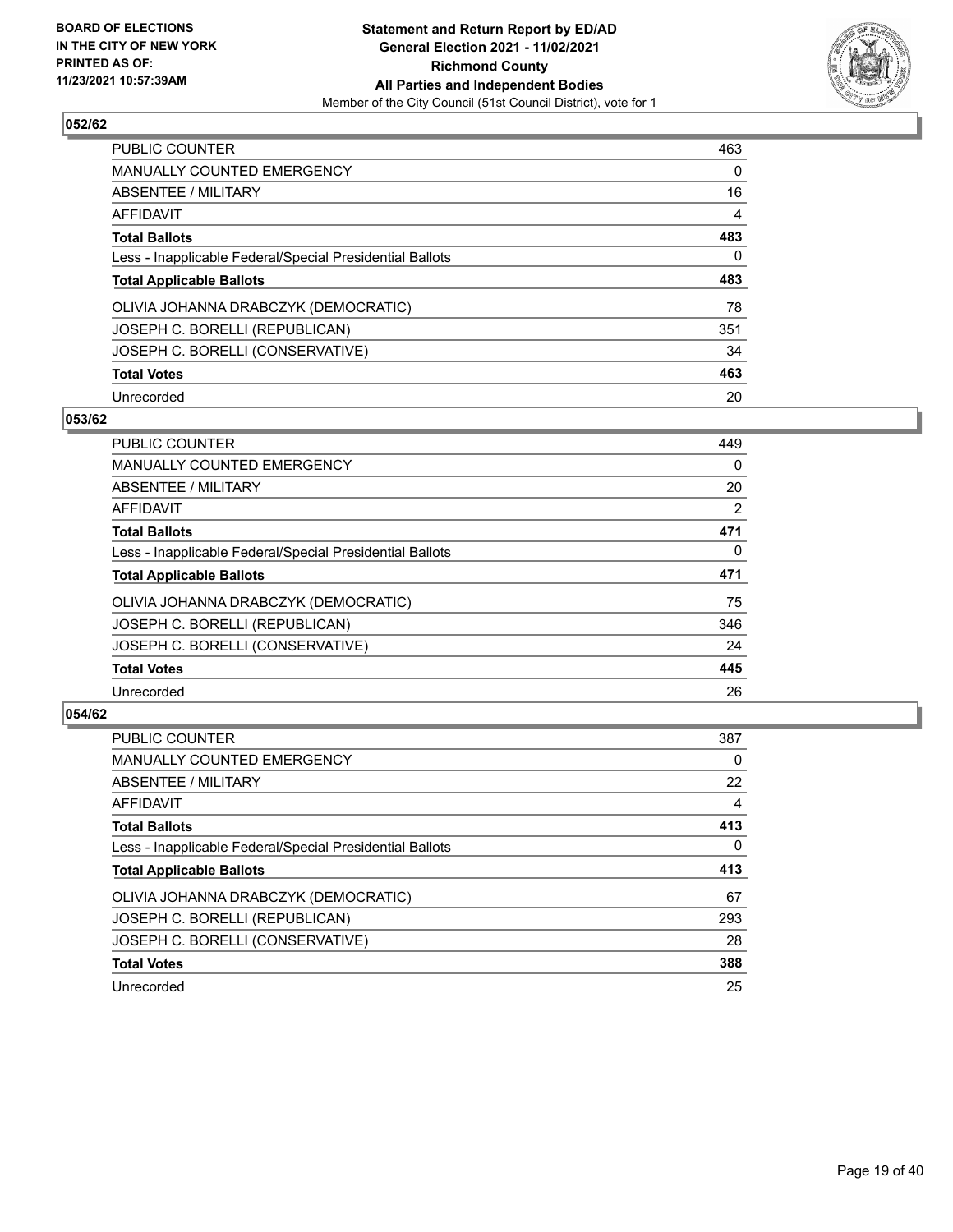### 052/62

| | |
|---|---|
| PUBLIC COUNTER | 463 |
| MANUALLY COUNTED EMERGENCY | 0 |
| ABSENTEE / MILITARY | 16 |
| AFFIDAVIT | 4 |
| **Total Ballots** | **483** |
| Less - Inapplicable Federal/Special Presidential Ballots | 0 |
| **Total Applicable Ballots** | **483** |
| OLIVIA JOHANNA DRABCZYK (DEMOCRATIC) | 78 |
| JOSEPH C. BORELLI (REPUBLICAN) | 351 |
| JOSEPH C. BORELLI (CONSERVATIVE) | 34 |
| **Total Votes** | **463** |
| Unrecorded | 20 |

### 053/62

| | |
|---|---|
| PUBLIC COUNTER | 449 |
| MANUALLY COUNTED EMERGENCY | 0 |
| ABSENTEE / MILITARY | 20 |
| AFFIDAVIT | 2 |
| **Total Ballots** | **471** |
| Less - Inapplicable Federal/Special Presidential Ballots | 0 |
| **Total Applicable Ballots** | **471** |
| OLIVIA JOHANNA DRABCZYK (DEMOCRATIC) | 75 |
| JOSEPH C. BORELLI (REPUBLICAN) | 346 |
| JOSEPH C. BORELLI (CONSERVATIVE) | 24 |
| **Total Votes** | **445** |
| Unrecorded | 26 |

### 054/62

| | |
|---|---|
| PUBLIC COUNTER | 387 |
| MANUALLY COUNTED EMERGENCY | 0 |
| ABSENTEE / MILITARY | 22 |
| AFFIDAVIT | 4 |
| **Total Ballots** | **413** |
| Less - Inapplicable Federal/Special Presidential Ballots | 0 |
| **Total Applicable Ballots** | **413** |
| OLIVIA JOHANNA DRABCZYK (DEMOCRATIC) | 67 |
| JOSEPH C. BORELLI (REPUBLICAN) | 293 |
| JOSEPH C. BORELLI (CONSERVATIVE) | 28 |
| **Total Votes** | **388** |
| Unrecorded | 25 |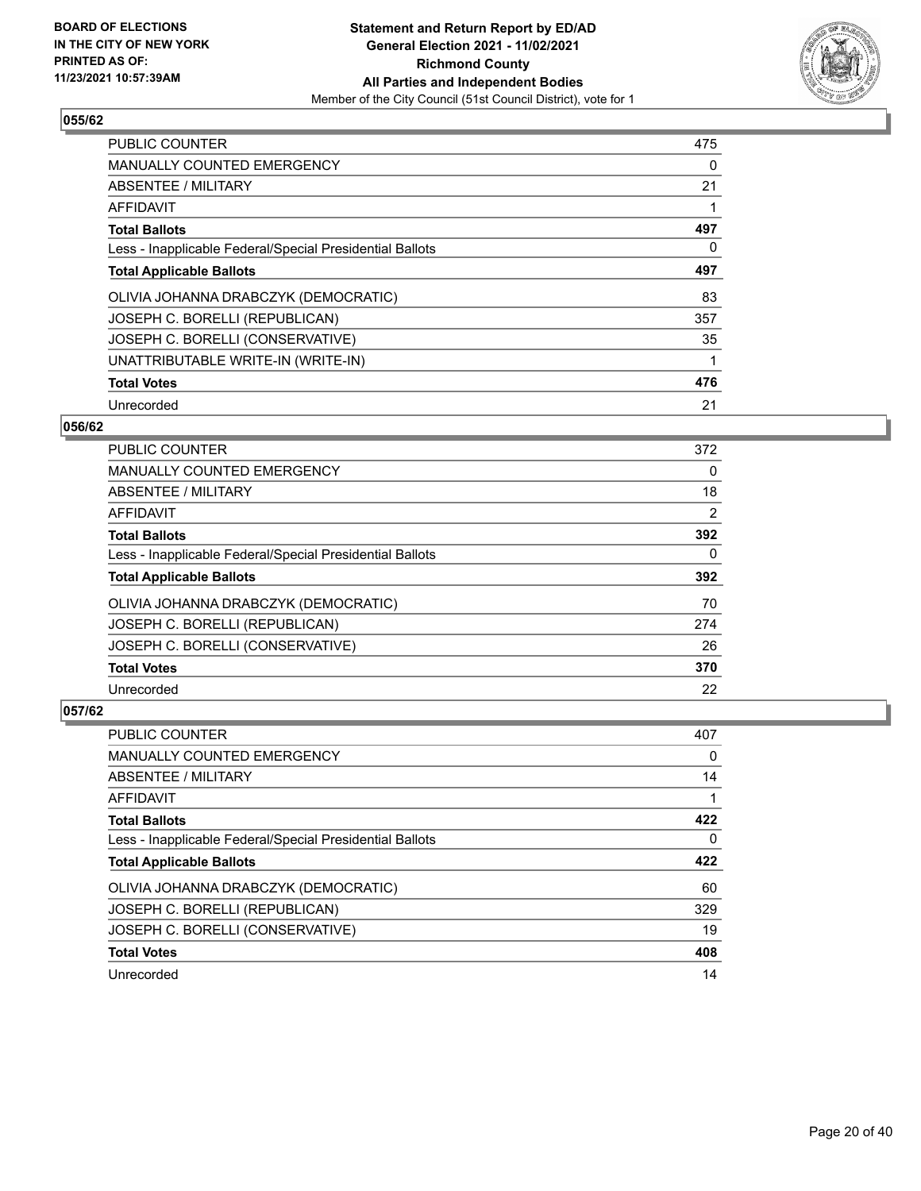**BOARD OF ELECTIONS IN THE CITY OF NEW YORK PRINTED AS OF: 11/23/2021 10:57:39AM**

**Statement and Return Report by ED/AD General Election 2021 - 11/02/2021 Richmond County All Parties and Independent Bodies**

Member of the City Council (51st Council District), vote for 1

## 055/62

| | |
|---|---|
| PUBLIC COUNTER | 475 |
| MANUALLY COUNTED EMERGENCY | 0 |
| ABSENTEE / MILITARY | 21 |
| AFFIDAVIT | 1 |
| **Total Ballots** | **497** |
| Less - Inapplicable Federal/Special Presidential Ballots | 0 |
| **Total Applicable Ballots** | **497** |
| OLIVIA JOHANNA DRABCZYK (DEMOCRATIC) | 83 |
| JOSEPH C. BORELLI (REPUBLICAN) | 357 |
| JOSEPH C. BORELLI (CONSERVATIVE) | 35 |
| UNATTRIBUTABLE WRITE-IN (WRITE-IN) | 1 |
| **Total Votes** | **476** |
| Unrecorded | 21 |

## 056/62

| | |
|---|---|
| PUBLIC COUNTER | 372 |
| MANUALLY COUNTED EMERGENCY | 0 |
| ABSENTEE / MILITARY | 18 |
| AFFIDAVIT | 2 |
| **Total Ballots** | **392** |
| Less - Inapplicable Federal/Special Presidential Ballots | 0 |
| **Total Applicable Ballots** | **392** |
| OLIVIA JOHANNA DRABCZYK (DEMOCRATIC) | 70 |
| JOSEPH C. BORELLI (REPUBLICAN) | 274 |
| JOSEPH C. BORELLI (CONSERVATIVE) | 26 |
| **Total Votes** | **370** |
| Unrecorded | 22 |

## 057/62

| | |
|---|---|
| PUBLIC COUNTER | 407 |
| MANUALLY COUNTED EMERGENCY | 0 |
| ABSENTEE / MILITARY | 14 |
| AFFIDAVIT | 1 |
| **Total Ballots** | **422** |
| Less - Inapplicable Federal/Special Presidential Ballots | 0 |
| **Total Applicable Ballots** | **422** |
| OLIVIA JOHANNA DRABCZYK (DEMOCRATIC) | 60 |
| JOSEPH C. BORELLI (REPUBLICAN) | 329 |
| JOSEPH C. BORELLI (CONSERVATIVE) | 19 |
| **Total Votes** | **408** |
| Unrecorded | 14 |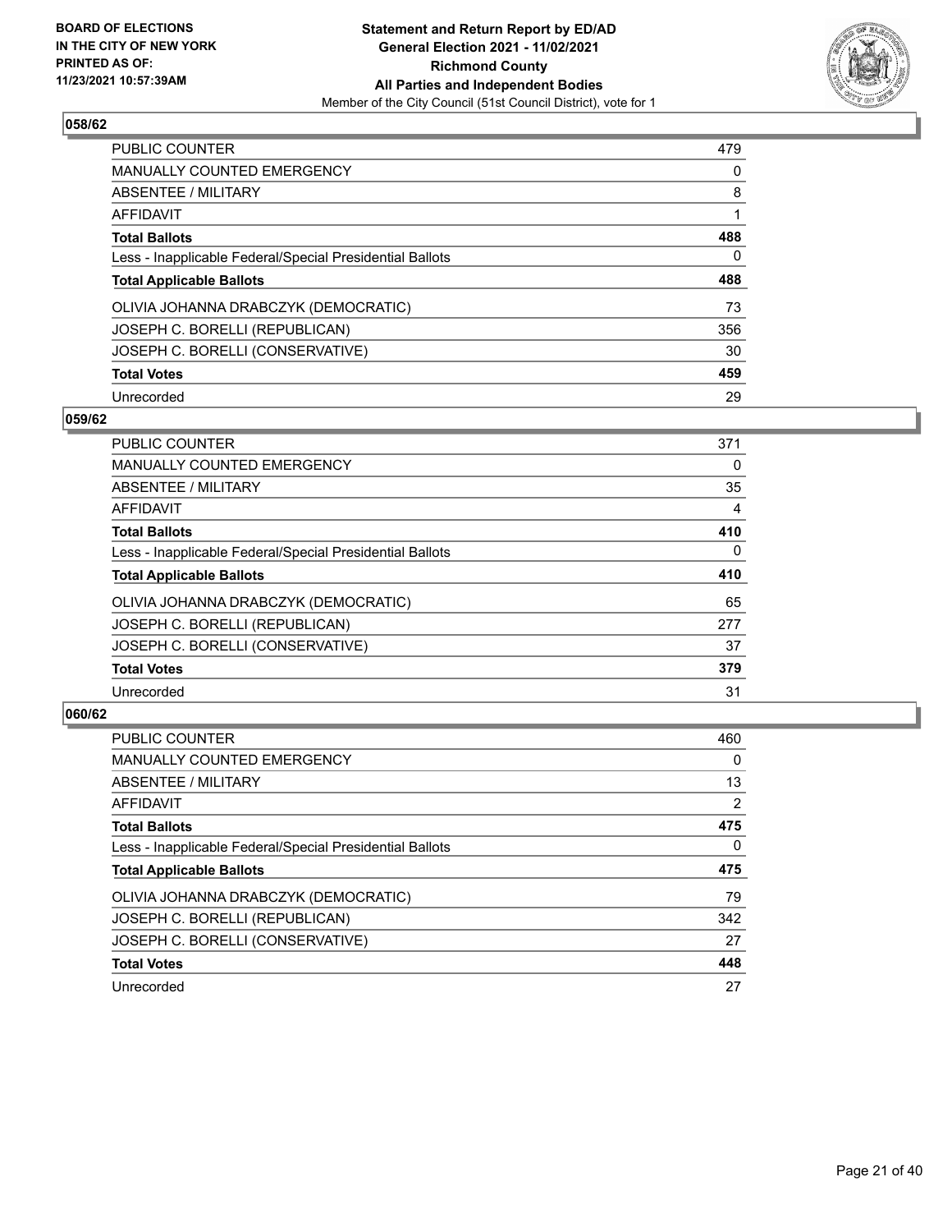BOARD OF ELECTIONS
IN THE CITY OF NEW YORK
PRINTED AS OF:
11/23/2021 10:57:39AM

**Statement and Return Report by ED/AD**
**General Election 2021 - 11/02/2021**
**Richmond County**
**All Parties and Independent Bodies**
Member of the City Council (51st Council District), vote for 1

## 058/62

| | |
|---|---|
| PUBLIC COUNTER | 479 |
| MANUALLY COUNTED EMERGENCY | 0 |
| ABSENTEE / MILITARY | 8 |
| AFFIDAVIT | 1 |
| **Total Ballots** | **488** |
| Less - Inapplicable Federal/Special Presidential Ballots | 0 |
| **Total Applicable Ballots** | **488** |
| OLIVIA JOHANNA DRABCZYK (DEMOCRATIC) | 73 |
| JOSEPH C. BORELLI (REPUBLICAN) | 356 |
| JOSEPH C. BORELLI (CONSERVATIVE) | 30 |
| **Total Votes** | **459** |
| Unrecorded | 29 |

## 059/62

| | |
|---|---|
| PUBLIC COUNTER | 371 |
| MANUALLY COUNTED EMERGENCY | 0 |
| ABSENTEE / MILITARY | 35 |
| AFFIDAVIT | 4 |
| **Total Ballots** | **410** |
| Less - Inapplicable Federal/Special Presidential Ballots | 0 |
| **Total Applicable Ballots** | **410** |
| OLIVIA JOHANNA DRABCZYK (DEMOCRATIC) | 65 |
| JOSEPH C. BORELLI (REPUBLICAN) | 277 |
| JOSEPH C. BORELLI (CONSERVATIVE) | 37 |
| **Total Votes** | **379** |
| Unrecorded | 31 |

## 060/62

| | |
|---|---|
| PUBLIC COUNTER | 460 |
| MANUALLY COUNTED EMERGENCY | 0 |
| ABSENTEE / MILITARY | 13 |
| AFFIDAVIT | 2 |
| **Total Ballots** | **475** |
| Less - Inapplicable Federal/Special Presidential Ballots | 0 |
| **Total Applicable Ballots** | **475** |
| OLIVIA JOHANNA DRABCZYK (DEMOCRATIC) | 79 |
| JOSEPH C. BORELLI (REPUBLICAN) | 342 |
| JOSEPH C. BORELLI (CONSERVATIVE) | 27 |
| **Total Votes** | **448** |
| Unrecorded | 27 |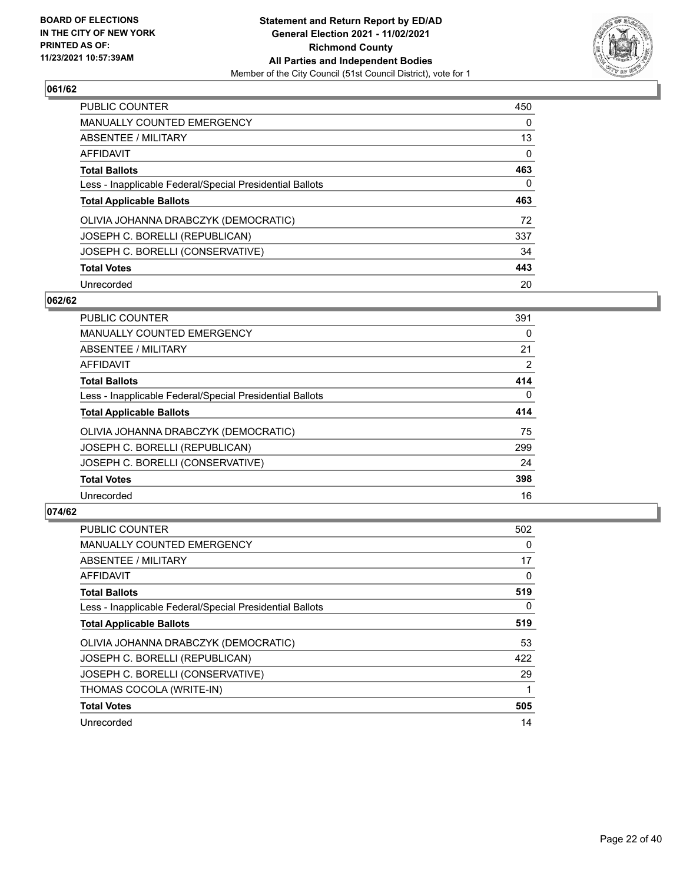**BOARD OF ELECTIONS IN THE CITY OF NEW YORK PRINTED AS OF: 11/23/2021 10:57:39AM**

**Statement and Return Report by ED/AD General Election 2021 - 11/02/2021 Richmond County All Parties and Independent Bodies**
Member of the City Council (51st Council District), vote for 1

## 061/62

| | |
|---|---|
| PUBLIC COUNTER | 450 |
| MANUALLY COUNTED EMERGENCY | 0 |
| ABSENTEE / MILITARY | 13 |
| AFFIDAVIT | 0 |
| **Total Ballots** | **463** |
| Less - Inapplicable Federal/Special Presidential Ballots | 0 |
| **Total Applicable Ballots** | **463** |
| OLIVIA JOHANNA DRABCZYK (DEMOCRATIC) | 72 |
| JOSEPH C. BORELLI (REPUBLICAN) | 337 |
| JOSEPH C. BORELLI (CONSERVATIVE) | 34 |
| **Total Votes** | **443** |
| Unrecorded | 20 |

## 062/62

| | |
|---|---|
| PUBLIC COUNTER | 391 |
| MANUALLY COUNTED EMERGENCY | 0 |
| ABSENTEE / MILITARY | 21 |
| AFFIDAVIT | 2 |
| **Total Ballots** | **414** |
| Less - Inapplicable Federal/Special Presidential Ballots | 0 |
| **Total Applicable Ballots** | **414** |
| OLIVIA JOHANNA DRABCZYK (DEMOCRATIC) | 75 |
| JOSEPH C. BORELLI (REPUBLICAN) | 299 |
| JOSEPH C. BORELLI (CONSERVATIVE) | 24 |
| **Total Votes** | **398** |
| Unrecorded | 16 |

## 074/62

| | |
|---|---|
| PUBLIC COUNTER | 502 |
| MANUALLY COUNTED EMERGENCY | 0 |
| ABSENTEE / MILITARY | 17 |
| AFFIDAVIT | 0 |
| **Total Ballots** | **519** |
| Less - Inapplicable Federal/Special Presidential Ballots | 0 |
| **Total Applicable Ballots** | **519** |
| OLIVIA JOHANNA DRABCZYK (DEMOCRATIC) | 53 |
| JOSEPH C. BORELLI (REPUBLICAN) | 422 |
| JOSEPH C. BORELLI (CONSERVATIVE) | 29 |
| THOMAS COCOLA (WRITE-IN) | 1 |
| **Total Votes** | **505** |
| Unrecorded | 14 |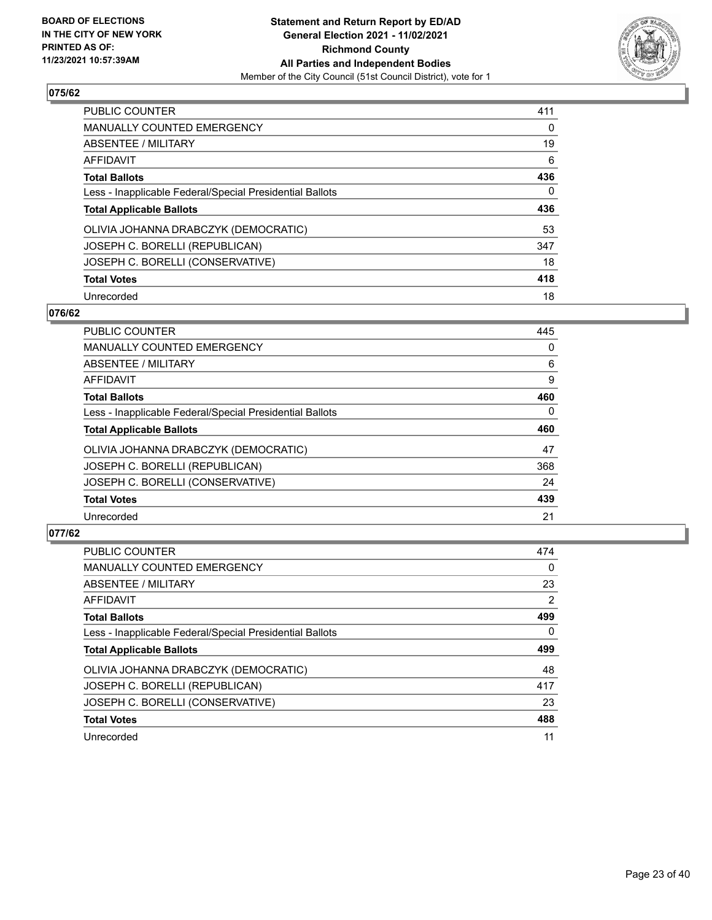## 075/62

| | |
|---|---|
| PUBLIC COUNTER | 411 |
| MANUALLY COUNTED EMERGENCY | 0 |
| ABSENTEE / MILITARY | 19 |
| AFFIDAVIT | 6 |
| **Total Ballots** | **436** |
| Less - Inapplicable Federal/Special Presidential Ballots | 0 |
| **Total Applicable Ballots** | **436** |
| OLIVIA JOHANNA DRABCZYK (DEMOCRATIC) | 53 |
| JOSEPH C. BORELLI (REPUBLICAN) | 347 |
| JOSEPH C. BORELLI (CONSERVATIVE) | 18 |
| **Total Votes** | **418** |
| Unrecorded | 18 |

## 076/62

| | |
|---|---|
| PUBLIC COUNTER | 445 |
| MANUALLY COUNTED EMERGENCY | 0 |
| ABSENTEE / MILITARY | 6 |
| AFFIDAVIT | 9 |
| **Total Ballots** | **460** |
| Less - Inapplicable Federal/Special Presidential Ballots | 0 |
| **Total Applicable Ballots** | **460** |
| OLIVIA JOHANNA DRABCZYK (DEMOCRATIC) | 47 |
| JOSEPH C. BORELLI (REPUBLICAN) | 368 |
| JOSEPH C. BORELLI (CONSERVATIVE) | 24 |
| **Total Votes** | **439** |
| Unrecorded | 21 |

## 077/62

| | |
|---|---|
| PUBLIC COUNTER | 474 |
| MANUALLY COUNTED EMERGENCY | 0 |
| ABSENTEE / MILITARY | 23 |
| AFFIDAVIT | 2 |
| **Total Ballots** | **499** |
| Less - Inapplicable Federal/Special Presidential Ballots | 0 |
| **Total Applicable Ballots** | **499** |
| OLIVIA JOHANNA DRABCZYK (DEMOCRATIC) | 48 |
| JOSEPH C. BORELLI (REPUBLICAN) | 417 |
| JOSEPH C. BORELLI (CONSERVATIVE) | 23 |
| **Total Votes** | **488** |
| Unrecorded | 11 |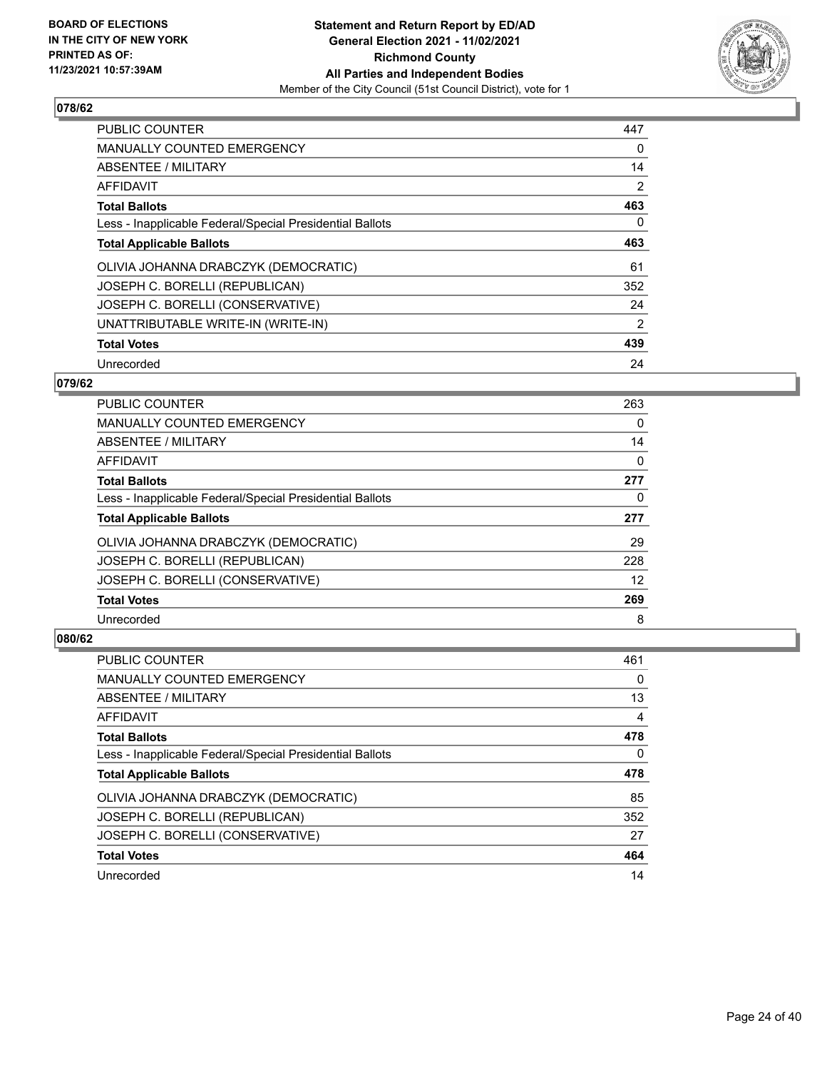**BOARD OF ELECTIONS IN THE CITY OF NEW YORK PRINTED AS OF: 11/23/2021 10:57:39AM**

**Statement and Return Report by ED/AD**
**General Election 2021 - 11/02/2021**
**Richmond County**
**All Parties and Independent Bodies**
Member of the City Council (51st Council District), vote for 1

### 078/62

| | |
|---|---|
| PUBLIC COUNTER | 447 |
| MANUALLY COUNTED EMERGENCY | 0 |
| ABSENTEE / MILITARY | 14 |
| AFFIDAVIT | 2 |
| **Total Ballots** | **463** |
| Less - Inapplicable Federal/Special Presidential Ballots | 0 |
| **Total Applicable Ballots** | **463** |
| OLIVIA JOHANNA DRABCZYK (DEMOCRATIC) | 61 |
| JOSEPH C. BORELLI (REPUBLICAN) | 352 |
| JOSEPH C. BORELLI (CONSERVATIVE) | 24 |
| UNATTRIBUTABLE WRITE-IN (WRITE-IN) | 2 |
| **Total Votes** | **439** |
| Unrecorded | 24 |

### 079/62

| | |
|---|---|
| PUBLIC COUNTER | 263 |
| MANUALLY COUNTED EMERGENCY | 0 |
| ABSENTEE / MILITARY | 14 |
| AFFIDAVIT | 0 |
| **Total Ballots** | **277** |
| Less - Inapplicable Federal/Special Presidential Ballots | 0 |
| **Total Applicable Ballots** | **277** |
| OLIVIA JOHANNA DRABCZYK (DEMOCRATIC) | 29 |
| JOSEPH C. BORELLI (REPUBLICAN) | 228 |
| JOSEPH C. BORELLI (CONSERVATIVE) | 12 |
| **Total Votes** | **269** |
| Unrecorded | 8 |

### 080/62

| | |
|---|---|
| PUBLIC COUNTER | 461 |
| MANUALLY COUNTED EMERGENCY | 0 |
| ABSENTEE / MILITARY | 13 |
| AFFIDAVIT | 4 |
| **Total Ballots** | **478** |
| Less - Inapplicable Federal/Special Presidential Ballots | 0 |
| **Total Applicable Ballots** | **478** |
| OLIVIA JOHANNA DRABCZYK (DEMOCRATIC) | 85 |
| JOSEPH C. BORELLI (REPUBLICAN) | 352 |
| JOSEPH C. BORELLI (CONSERVATIVE) | 27 |
| **Total Votes** | **464** |
| Unrecorded | 14 |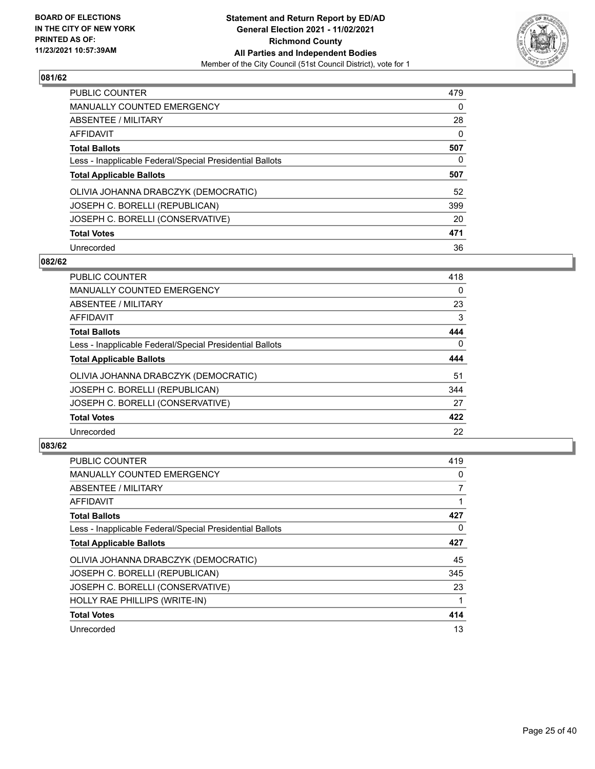BOARD OF ELECTIONS
IN THE CITY OF NEW YORK
PRINTED AS OF:
11/23/2021 10:57:39AM

**Statement and Return Report by ED/AD**
**General Election 2021 - 11/02/2021**
**Richmond County**
**All Parties and Independent Bodies**
Member of the City Council (51st Council District), vote for 1

## 081/62

| | |
|---|---|
| PUBLIC COUNTER | 479 |
| MANUALLY COUNTED EMERGENCY | 0 |
| ABSENTEE / MILITARY | 28 |
| AFFIDAVIT | 0 |
| **Total Ballots** | **507** |
| Less - Inapplicable Federal/Special Presidential Ballots | 0 |
| **Total Applicable Ballots** | **507** |
| OLIVIA JOHANNA DRABCZYK (DEMOCRATIC) | 52 |
| JOSEPH C. BORELLI (REPUBLICAN) | 399 |
| JOSEPH C. BORELLI (CONSERVATIVE) | 20 |
| **Total Votes** | **471** |
| Unrecorded | 36 |

## 082/62

| | |
|---|---|
| PUBLIC COUNTER | 418 |
| MANUALLY COUNTED EMERGENCY | 0 |
| ABSENTEE / MILITARY | 23 |
| AFFIDAVIT | 3 |
| **Total Ballots** | **444** |
| Less - Inapplicable Federal/Special Presidential Ballots | 0 |
| **Total Applicable Ballots** | **444** |
| OLIVIA JOHANNA DRABCZYK (DEMOCRATIC) | 51 |
| JOSEPH C. BORELLI (REPUBLICAN) | 344 |
| JOSEPH C. BORELLI (CONSERVATIVE) | 27 |
| **Total Votes** | **422** |
| Unrecorded | 22 |

## 083/62

| | |
|---|---|
| PUBLIC COUNTER | 419 |
| MANUALLY COUNTED EMERGENCY | 0 |
| ABSENTEE / MILITARY | 7 |
| AFFIDAVIT | 1 |
| **Total Ballots** | **427** |
| Less - Inapplicable Federal/Special Presidential Ballots | 0 |
| **Total Applicable Ballots** | **427** |
| OLIVIA JOHANNA DRABCZYK (DEMOCRATIC) | 45 |
| JOSEPH C. BORELLI (REPUBLICAN) | 345 |
| JOSEPH C. BORELLI (CONSERVATIVE) | 23 |
| HOLLY RAE PHILLIPS (WRITE-IN) | 1 |
| **Total Votes** | **414** |
| Unrecorded | 13 |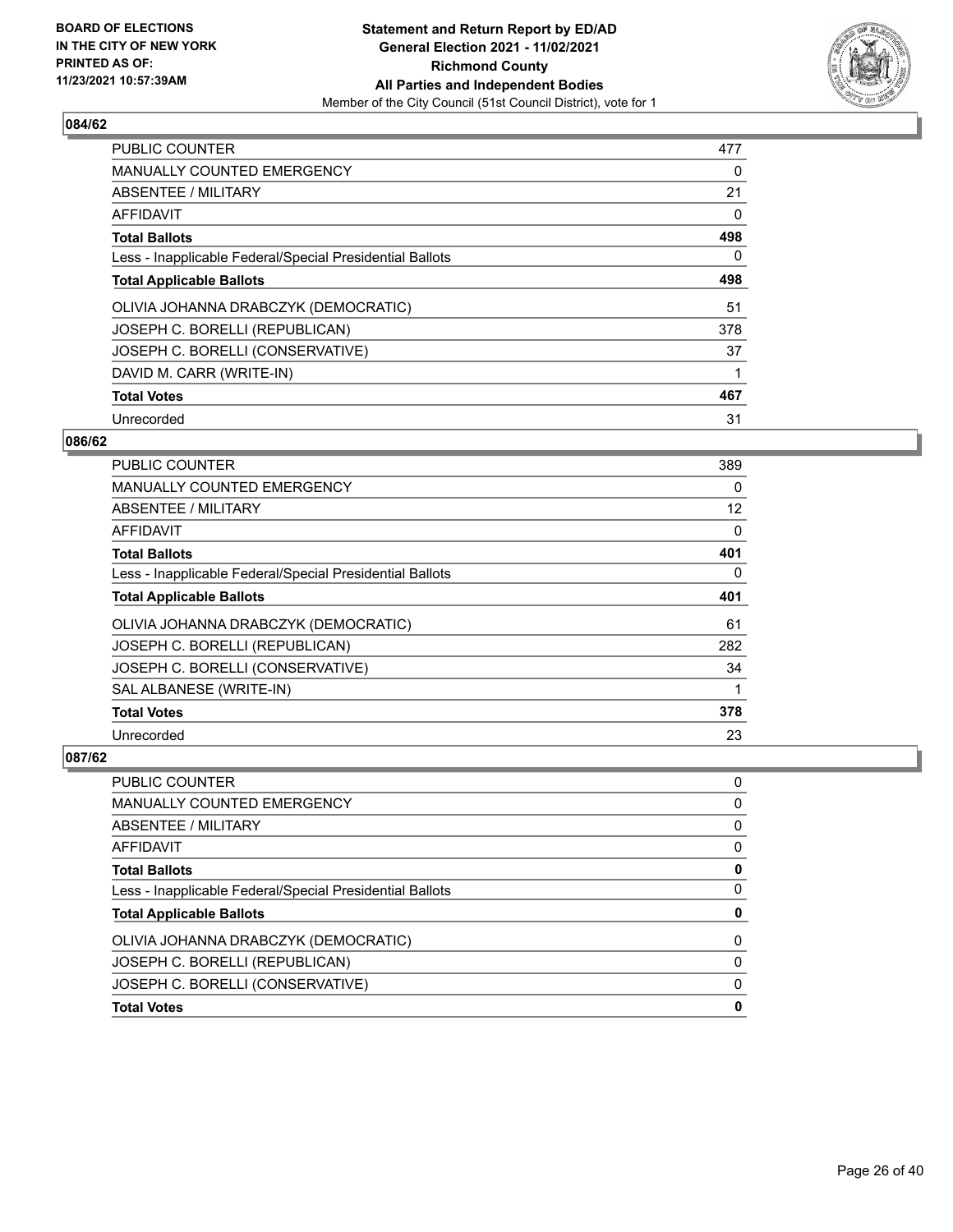BOARD OF ELECTIONS
IN THE CITY OF NEW YORK
PRINTED AS OF:
11/23/2021 10:57:39AM

**Statement and Return Report by ED/AD**
**General Election 2021 - 11/02/2021**
**Richmond County**
**All Parties and Independent Bodies**
Member of the City Council (51st Council District), vote for 1

### 084/62

| | |
|---|---|
| PUBLIC COUNTER | 477 |
| MANUALLY COUNTED EMERGENCY | 0 |
| ABSENTEE / MILITARY | 21 |
| AFFIDAVIT | 0 |
| **Total Ballots** | **498** |
| Less - Inapplicable Federal/Special Presidential Ballots | 0 |
| **Total Applicable Ballots** | **498** |
| OLIVIA JOHANNA DRABCZYK (DEMOCRATIC) | 51 |
| JOSEPH C. BORELLI (REPUBLICAN) | 378 |
| JOSEPH C. BORELLI (CONSERVATIVE) | 37 |
| DAVID M. CARR (WRITE-IN) | 1 |
| **Total Votes** | **467** |
| Unrecorded | 31 |

### 086/62

| | |
|---|---|
| PUBLIC COUNTER | 389 |
| MANUALLY COUNTED EMERGENCY | 0 |
| ABSENTEE / MILITARY | 12 |
| AFFIDAVIT | 0 |
| **Total Ballots** | **401** |
| Less - Inapplicable Federal/Special Presidential Ballots | 0 |
| **Total Applicable Ballots** | **401** |
| OLIVIA JOHANNA DRABCZYK (DEMOCRATIC) | 61 |
| JOSEPH C. BORELLI (REPUBLICAN) | 282 |
| JOSEPH C. BORELLI (CONSERVATIVE) | 34 |
| SAL ALBANESE (WRITE-IN) | 1 |
| **Total Votes** | **378** |
| Unrecorded | 23 |

### 087/62

| | |
|---|---|
| PUBLIC COUNTER | 0 |
| MANUALLY COUNTED EMERGENCY | 0 |
| ABSENTEE / MILITARY | 0 |
| AFFIDAVIT | 0 |
| **Total Ballots** | **0** |
| Less - Inapplicable Federal/Special Presidential Ballots | 0 |
| **Total Applicable Ballots** | **0** |
| OLIVIA JOHANNA DRABCZYK (DEMOCRATIC) | 0 |
| JOSEPH C. BORELLI (REPUBLICAN) | 0 |
| JOSEPH C. BORELLI (CONSERVATIVE) | 0 |
| **Total Votes** | **0** |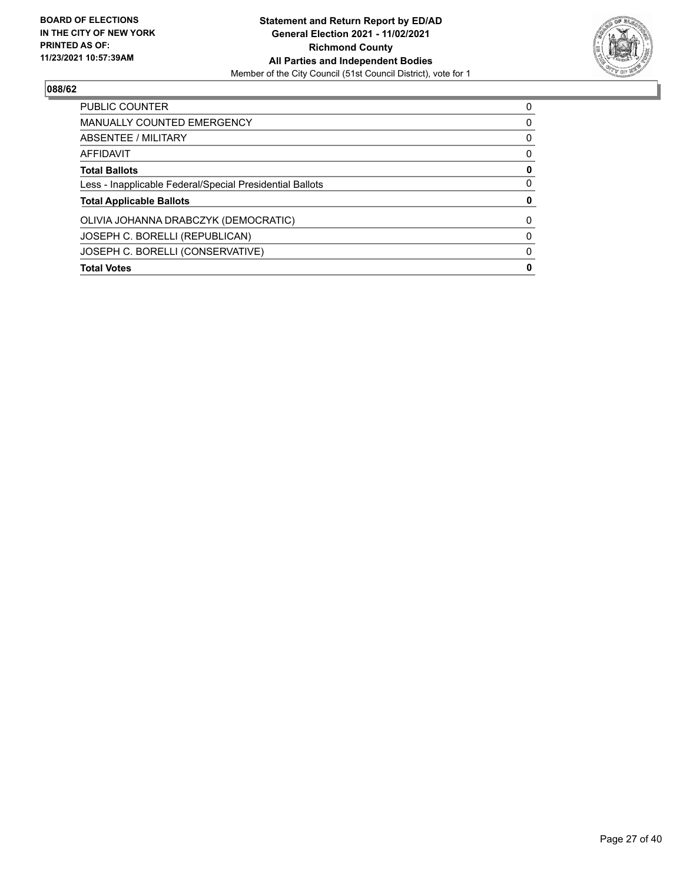BOARD OF ELECTIONS IN THE CITY OF NEW YORK PRINTED AS OF: 11/23/2021 10:57:39AM

**Statement and Return Report by ED/AD**
**General Election 2021 - 11/02/2021**
**Richmond County**
**All Parties and Independent Bodies**
Member of the City Council (51st Council District), vote for 1

## 088/62

| | |
|---|---|
| PUBLIC COUNTER | 0 |
| MANUALLY COUNTED EMERGENCY | 0 |
| ABSENTEE / MILITARY | 0 |
| AFFIDAVIT | 0 |
| **Total Ballots** | **0** |
| Less - Inapplicable Federal/Special Presidential Ballots | 0 |
| **Total Applicable Ballots** | **0** |
| OLIVIA JOHANNA DRABCZYK (DEMOCRATIC) | 0 |
| JOSEPH C. BORELLI (REPUBLICAN) | 0 |
| JOSEPH C. BORELLI (CONSERVATIVE) | 0 |
| **Total Votes** | **0** |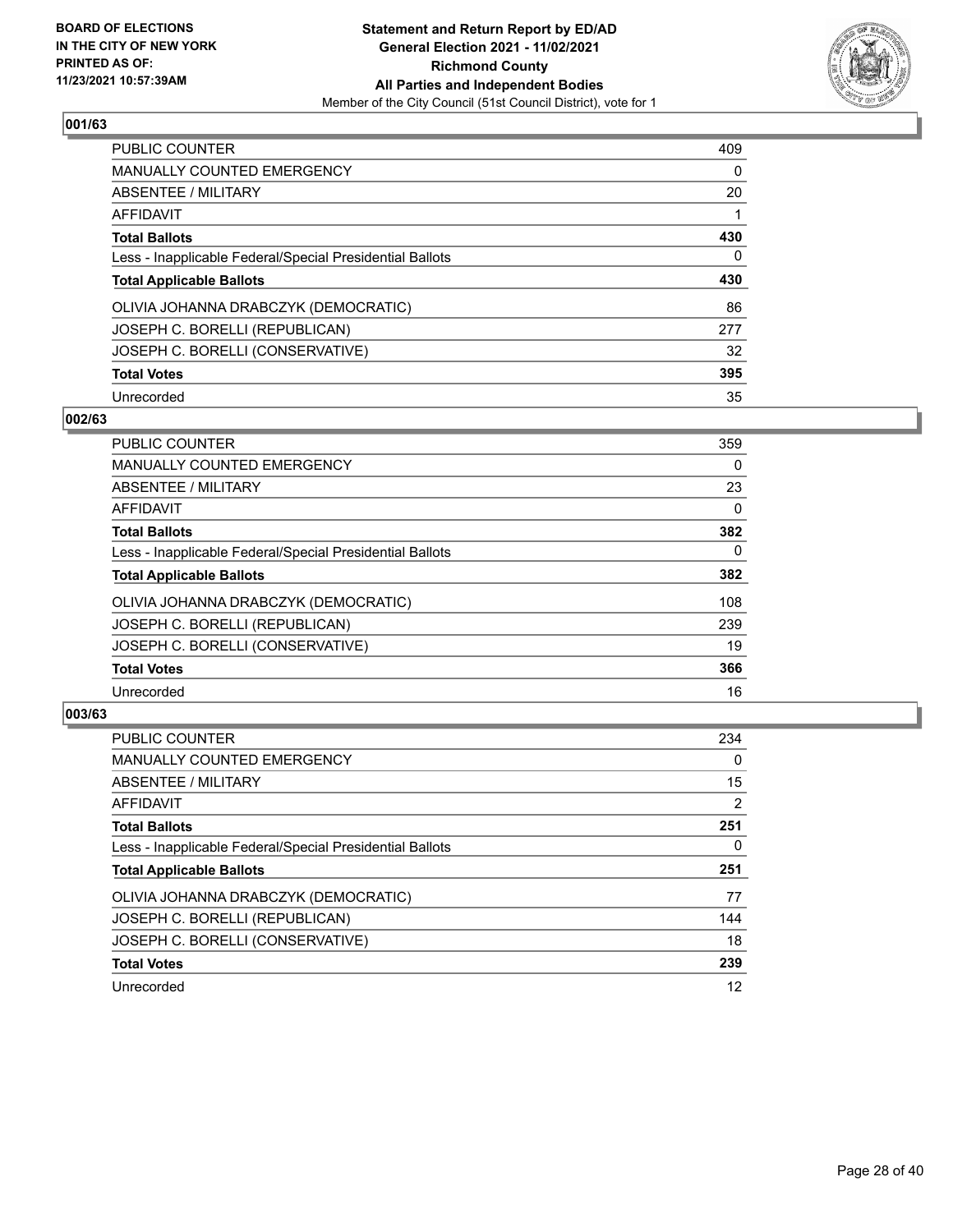BOARD OF ELECTIONS IN THE CITY OF NEW YORK PRINTED AS OF: 11/23/2021 10:57:39AM

**Statement and Return Report by ED/AD**
**General Election 2021 - 11/02/2021**
**Richmond County**
**All Parties and Independent Bodies**
Member of the City Council (51st Council District), vote for 1

### 001/63

| | |
|---|---|
| PUBLIC COUNTER | 409 |
| MANUALLY COUNTED EMERGENCY | 0 |
| ABSENTEE / MILITARY | 20 |
| AFFIDAVIT | 1 |
| **Total Ballots** | **430** |
| Less - Inapplicable Federal/Special Presidential Ballots | 0 |
| **Total Applicable Ballots** | **430** |
| OLIVIA JOHANNA DRABCZYK (DEMOCRATIC) | 86 |
| JOSEPH C. BORELLI (REPUBLICAN) | 277 |
| JOSEPH C. BORELLI (CONSERVATIVE) | 32 |
| **Total Votes** | **395** |
| Unrecorded | 35 |

### 002/63

| | |
|---|---|
| PUBLIC COUNTER | 359 |
| MANUALLY COUNTED EMERGENCY | 0 |
| ABSENTEE / MILITARY | 23 |
| AFFIDAVIT | 0 |
| **Total Ballots** | **382** |
| Less - Inapplicable Federal/Special Presidential Ballots | 0 |
| **Total Applicable Ballots** | **382** |
| OLIVIA JOHANNA DRABCZYK (DEMOCRATIC) | 108 |
| JOSEPH C. BORELLI (REPUBLICAN) | 239 |
| JOSEPH C. BORELLI (CONSERVATIVE) | 19 |
| **Total Votes** | **366** |
| Unrecorded | 16 |

### 003/63

| | |
|---|---|
| PUBLIC COUNTER | 234 |
| MANUALLY COUNTED EMERGENCY | 0 |
| ABSENTEE / MILITARY | 15 |
| AFFIDAVIT | 2 |
| **Total Ballots** | **251** |
| Less - Inapplicable Federal/Special Presidential Ballots | 0 |
| **Total Applicable Ballots** | **251** |
| OLIVIA JOHANNA DRABCZYK (DEMOCRATIC) | 77 |
| JOSEPH C. BORELLI (REPUBLICAN) | 144 |
| JOSEPH C. BORELLI (CONSERVATIVE) | 18 |
| **Total Votes** | **239** |
| Unrecorded | 12 |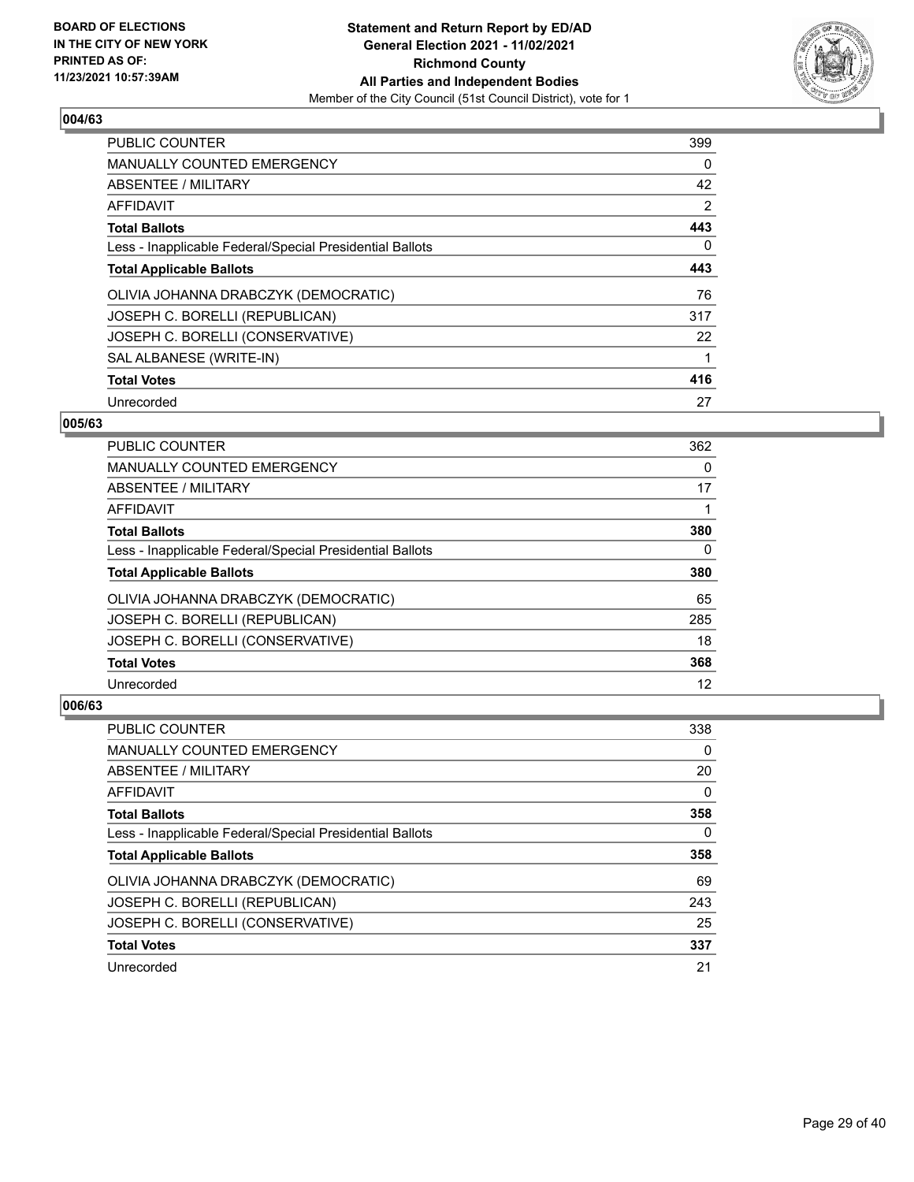**BOARD OF ELECTIONS IN THE CITY OF NEW YORK PRINTED AS OF: 11/23/2021 10:57:39AM**

**Statement and Return Report by ED/AD General Election 2021 - 11/02/2021 Richmond County All Parties and Independent Bodies**

Member of the City Council (51st Council District), vote for 1

### 004/63

| | |
|---|---|
| PUBLIC COUNTER | 399 |
| MANUALLY COUNTED EMERGENCY | 0 |
| ABSENTEE / MILITARY | 42 |
| AFFIDAVIT | 2 |
| **Total Ballots** | **443** |
| Less - Inapplicable Federal/Special Presidential Ballots | 0 |
| **Total Applicable Ballots** | **443** |
| OLIVIA JOHANNA DRABCZYK (DEMOCRATIC) | 76 |
| JOSEPH C. BORELLI (REPUBLICAN) | 317 |
| JOSEPH C. BORELLI (CONSERVATIVE) | 22 |
| SAL ALBANESE (WRITE-IN) | 1 |
| **Total Votes** | **416** |
| Unrecorded | 27 |

### 005/63

| | |
|---|---|
| PUBLIC COUNTER | 362 |
| MANUALLY COUNTED EMERGENCY | 0 |
| ABSENTEE / MILITARY | 17 |
| AFFIDAVIT | 1 |
| **Total Ballots** | **380** |
| Less - Inapplicable Federal/Special Presidential Ballots | 0 |
| **Total Applicable Ballots** | **380** |
| OLIVIA JOHANNA DRABCZYK (DEMOCRATIC) | 65 |
| JOSEPH C. BORELLI (REPUBLICAN) | 285 |
| JOSEPH C. BORELLI (CONSERVATIVE) | 18 |
| **Total Votes** | **368** |
| Unrecorded | 12 |

### 006/63

| | |
|---|---|
| PUBLIC COUNTER | 338 |
| MANUALLY COUNTED EMERGENCY | 0 |
| ABSENTEE / MILITARY | 20 |
| AFFIDAVIT | 0 |
| **Total Ballots** | **358** |
| Less - Inapplicable Federal/Special Presidential Ballots | 0 |
| **Total Applicable Ballots** | **358** |
| OLIVIA JOHANNA DRABCZYK (DEMOCRATIC) | 69 |
| JOSEPH C. BORELLI (REPUBLICAN) | 243 |
| JOSEPH C. BORELLI (CONSERVATIVE) | 25 |
| **Total Votes** | **337** |
| Unrecorded | 21 |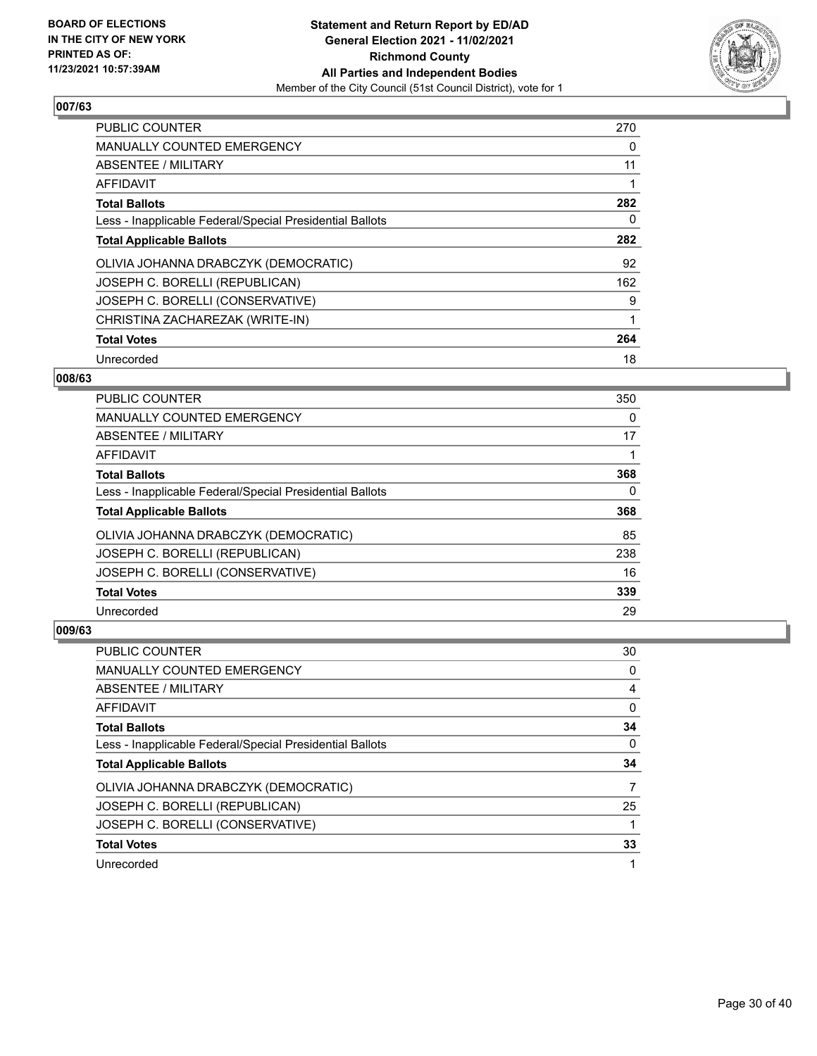BOARD OF ELECTIONS
IN THE CITY OF NEW YORK
PRINTED AS OF:
11/23/2021 10:57:39AM

**Statement and Return Report by ED/AD**
**General Election 2021 - 11/02/2021**
**Richmond County**
**All Parties and Independent Bodies**
Member of the City Council (51st Council District), vote for 1

## 007/63

| | |
|---|---|
| PUBLIC COUNTER | 270 |
| MANUALLY COUNTED EMERGENCY | 0 |
| ABSENTEE / MILITARY | 11 |
| AFFIDAVIT | 1 |
| **Total Ballots** | **282** |
| Less - Inapplicable Federal/Special Presidential Ballots | 0 |
| **Total Applicable Ballots** | **282** |
| OLIVIA JOHANNA DRABCZYK (DEMOCRATIC) | 92 |
| JOSEPH C. BORELLI (REPUBLICAN) | 162 |
| JOSEPH C. BORELLI (CONSERVATIVE) | 9 |
| CHRISTINA ZACHAREZAK (WRITE-IN) | 1 |
| **Total Votes** | **264** |
| Unrecorded | 18 |

## 008/63

| | |
|---|---|
| PUBLIC COUNTER | 350 |
| MANUALLY COUNTED EMERGENCY | 0 |
| ABSENTEE / MILITARY | 17 |
| AFFIDAVIT | 1 |
| **Total Ballots** | **368** |
| Less - Inapplicable Federal/Special Presidential Ballots | 0 |
| **Total Applicable Ballots** | **368** |
| OLIVIA JOHANNA DRABCZYK (DEMOCRATIC) | 85 |
| JOSEPH C. BORELLI (REPUBLICAN) | 238 |
| JOSEPH C. BORELLI (CONSERVATIVE) | 16 |
| **Total Votes** | **339** |
| Unrecorded | 29 |

## 009/63

| | |
|---|---|
| PUBLIC COUNTER | 30 |
| MANUALLY COUNTED EMERGENCY | 0 |
| ABSENTEE / MILITARY | 4 |
| AFFIDAVIT | 0 |
| **Total Ballots** | **34** |
| Less - Inapplicable Federal/Special Presidential Ballots | 0 |
| **Total Applicable Ballots** | **34** |
| OLIVIA JOHANNA DRABCZYK (DEMOCRATIC) | 7 |
| JOSEPH C. BORELLI (REPUBLICAN) | 25 |
| JOSEPH C. BORELLI (CONSERVATIVE) | 1 |
| **Total Votes** | **33** |
| Unrecorded | 1 |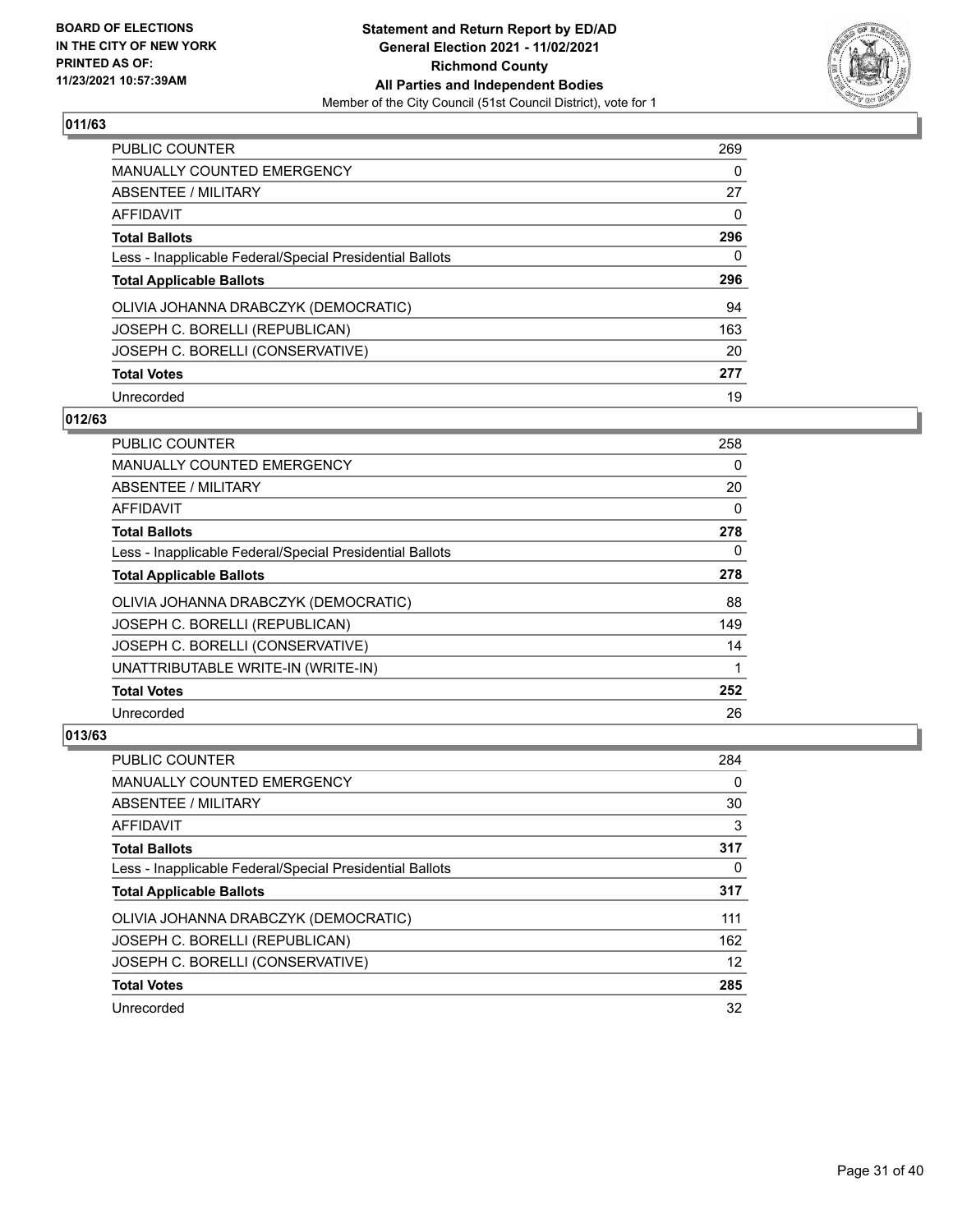BOARD OF ELECTIONS IN THE CITY OF NEW YORK PRINTED AS OF: 11/23/2021 10:57:39AM

# Statement and Return Report by ED/AD General Election 2021 - 11/02/2021 Richmond County All Parties and Independent Bodies

Member of the City Council (51st Council District), vote for 1

## 011/63

| | |
|---|---|
| PUBLIC COUNTER | 269 |
| MANUALLY COUNTED EMERGENCY | 0 |
| ABSENTEE / MILITARY | 27 |
| AFFIDAVIT | 0 |
| **Total Ballots** | **296** |
| Less - Inapplicable Federal/Special Presidential Ballots | 0 |
| **Total Applicable Ballots** | **296** |
| OLIVIA JOHANNA DRABCZYK (DEMOCRATIC) | 94 |
| JOSEPH C. BORELLI (REPUBLICAN) | 163 |
| JOSEPH C. BORELLI (CONSERVATIVE) | 20 |
| **Total Votes** | **277** |
| Unrecorded | 19 |

## 012/63

| | |
|---|---|
| PUBLIC COUNTER | 258 |
| MANUALLY COUNTED EMERGENCY | 0 |
| ABSENTEE / MILITARY | 20 |
| AFFIDAVIT | 0 |
| **Total Ballots** | **278** |
| Less - Inapplicable Federal/Special Presidential Ballots | 0 |
| **Total Applicable Ballots** | **278** |
| OLIVIA JOHANNA DRABCZYK (DEMOCRATIC) | 88 |
| JOSEPH C. BORELLI (REPUBLICAN) | 149 |
| JOSEPH C. BORELLI (CONSERVATIVE) | 14 |
| UNATTRIBUTABLE WRITE-IN (WRITE-IN) | 1 |
| **Total Votes** | **252** |
| Unrecorded | 26 |

## 013/63

| | |
|---|---|
| PUBLIC COUNTER | 284 |
| MANUALLY COUNTED EMERGENCY | 0 |
| ABSENTEE / MILITARY | 30 |
| AFFIDAVIT | 3 |
| **Total Ballots** | **317** |
| Less - Inapplicable Federal/Special Presidential Ballots | 0 |
| **Total Applicable Ballots** | **317** |
| OLIVIA JOHANNA DRABCZYK (DEMOCRATIC) | 111 |
| JOSEPH C. BORELLI (REPUBLICAN) | 162 |
| JOSEPH C. BORELLI (CONSERVATIVE) | 12 |
| **Total Votes** | **285** |
| Unrecorded | 32 |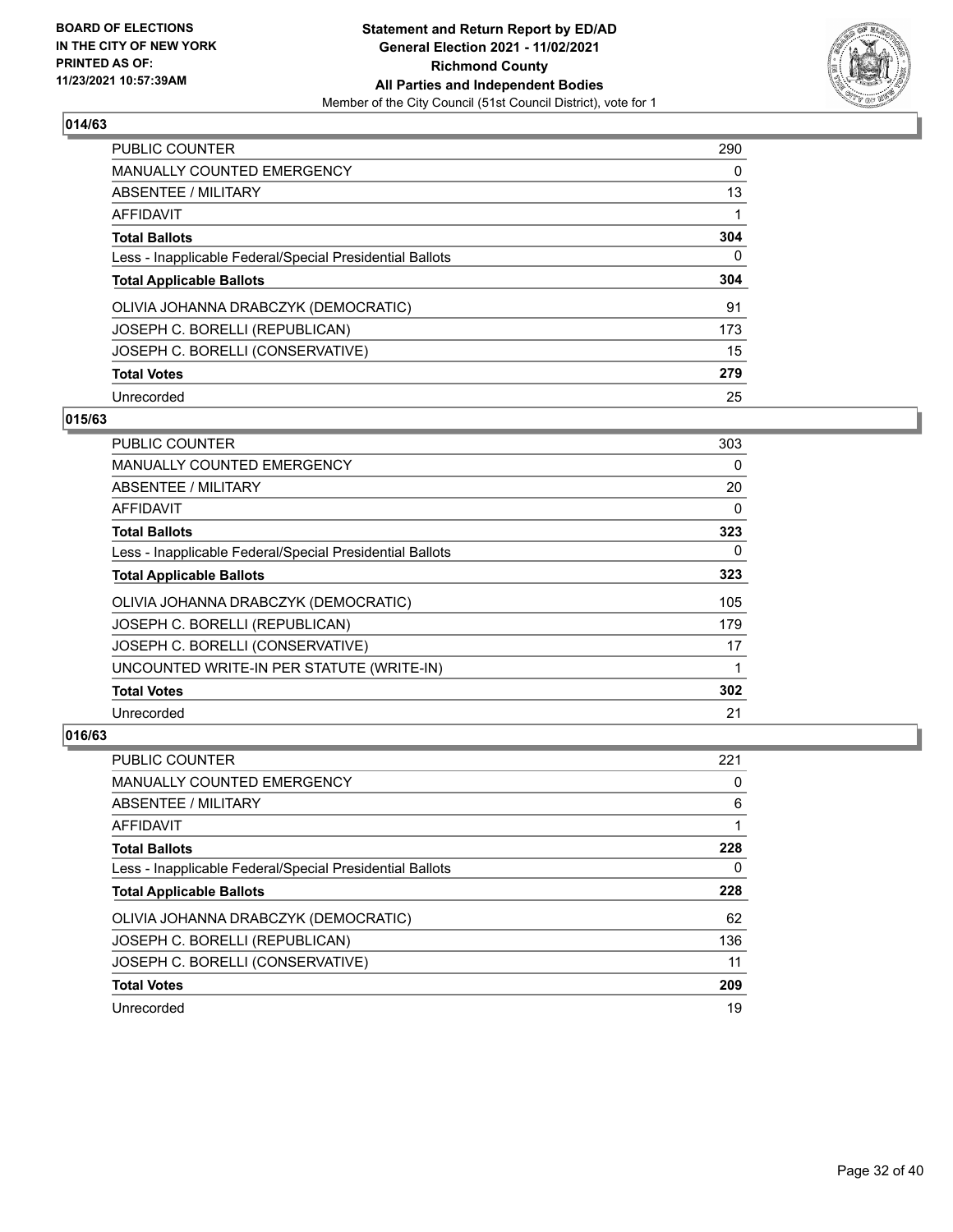## 014/63

| | |
|---|---|
| PUBLIC COUNTER | 290 |
| MANUALLY COUNTED EMERGENCY | 0 |
| ABSENTEE / MILITARY | 13 |
| AFFIDAVIT | 1 |
| **Total Ballots** | **304** |
| Less - Inapplicable Federal/Special Presidential Ballots | 0 |
| **Total Applicable Ballots** | **304** |
| OLIVIA JOHANNA DRABCZYK (DEMOCRATIC) | 91 |
| JOSEPH C. BORELLI (REPUBLICAN) | 173 |
| JOSEPH C. BORELLI (CONSERVATIVE) | 15 |
| **Total Votes** | **279** |
| Unrecorded | 25 |

## 015/63

| | |
|---|---|
| PUBLIC COUNTER | 303 |
| MANUALLY COUNTED EMERGENCY | 0 |
| ABSENTEE / MILITARY | 20 |
| AFFIDAVIT | 0 |
| **Total Ballots** | **323** |
| Less - Inapplicable Federal/Special Presidential Ballots | 0 |
| **Total Applicable Ballots** | **323** |
| OLIVIA JOHANNA DRABCZYK (DEMOCRATIC) | 105 |
| JOSEPH C. BORELLI (REPUBLICAN) | 179 |
| JOSEPH C. BORELLI (CONSERVATIVE) | 17 |
| UNCOUNTED WRITE-IN PER STATUTE (WRITE-IN) | 1 |
| **Total Votes** | **302** |
| Unrecorded | 21 |

## 016/63

| | |
|---|---|
| PUBLIC COUNTER | 221 |
| MANUALLY COUNTED EMERGENCY | 0 |
| ABSENTEE / MILITARY | 6 |
| AFFIDAVIT | 1 |
| **Total Ballots** | **228** |
| Less - Inapplicable Federal/Special Presidential Ballots | 0 |
| **Total Applicable Ballots** | **228** |
| OLIVIA JOHANNA DRABCZYK (DEMOCRATIC) | 62 |
| JOSEPH C. BORELLI (REPUBLICAN) | 136 |
| JOSEPH C. BORELLI (CONSERVATIVE) | 11 |
| **Total Votes** | **209** |
| Unrecorded | 19 |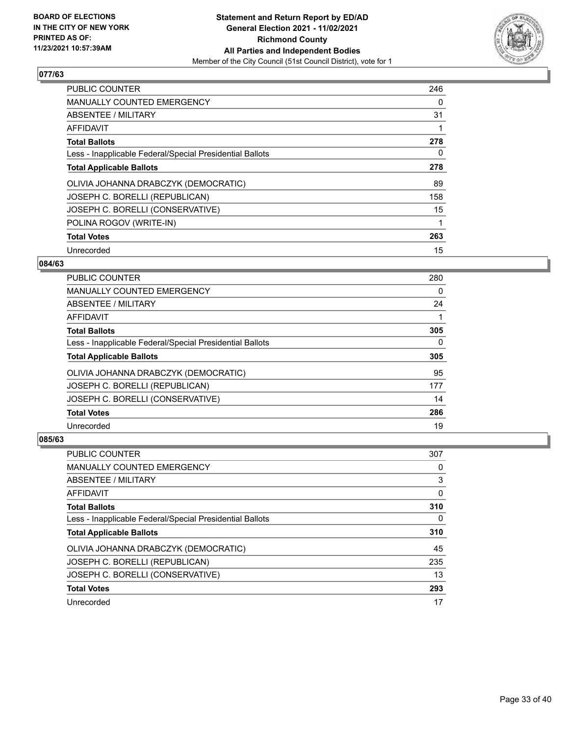**BOARD OF ELECTIONS IN THE CITY OF NEW YORK PRINTED AS OF: 11/23/2021 10:57:39AM**

**Statement and Return Report by ED/AD General Election 2021 - 11/02/2021 Richmond County All Parties and Independent Bodies**

Member of the City Council (51st Council District), vote for 1

## 077/63

| | |
|---|---|
| PUBLIC COUNTER | 246 |
| MANUALLY COUNTED EMERGENCY | 0 |
| ABSENTEE / MILITARY | 31 |
| AFFIDAVIT | 1 |
| **Total Ballots** | **278** |
| Less - Inapplicable Federal/Special Presidential Ballots | 0 |
| **Total Applicable Ballots** | **278** |
| OLIVIA JOHANNA DRABCZYK (DEMOCRATIC) | 89 |
| JOSEPH C. BORELLI (REPUBLICAN) | 158 |
| JOSEPH C. BORELLI (CONSERVATIVE) | 15 |
| POLINA ROGOV (WRITE-IN) | 1 |
| **Total Votes** | **263** |
| Unrecorded | 15 |

## 084/63

| | |
|---|---|
| PUBLIC COUNTER | 280 |
| MANUALLY COUNTED EMERGENCY | 0 |
| ABSENTEE / MILITARY | 24 |
| AFFIDAVIT | 1 |
| **Total Ballots** | **305** |
| Less - Inapplicable Federal/Special Presidential Ballots | 0 |
| **Total Applicable Ballots** | **305** |
| OLIVIA JOHANNA DRABCZYK (DEMOCRATIC) | 95 |
| JOSEPH C. BORELLI (REPUBLICAN) | 177 |
| JOSEPH C. BORELLI (CONSERVATIVE) | 14 |
| **Total Votes** | **286** |
| Unrecorded | 19 |

## 085/63

| | |
|---|---|
| PUBLIC COUNTER | 307 |
| MANUALLY COUNTED EMERGENCY | 0 |
| ABSENTEE / MILITARY | 3 |
| AFFIDAVIT | 0 |
| **Total Ballots** | **310** |
| Less - Inapplicable Federal/Special Presidential Ballots | 0 |
| **Total Applicable Ballots** | **310** |
| OLIVIA JOHANNA DRABCZYK (DEMOCRATIC) | 45 |
| JOSEPH C. BORELLI (REPUBLICAN) | 235 |
| JOSEPH C. BORELLI (CONSERVATIVE) | 13 |
| **Total Votes** | **293** |
| Unrecorded | 17 |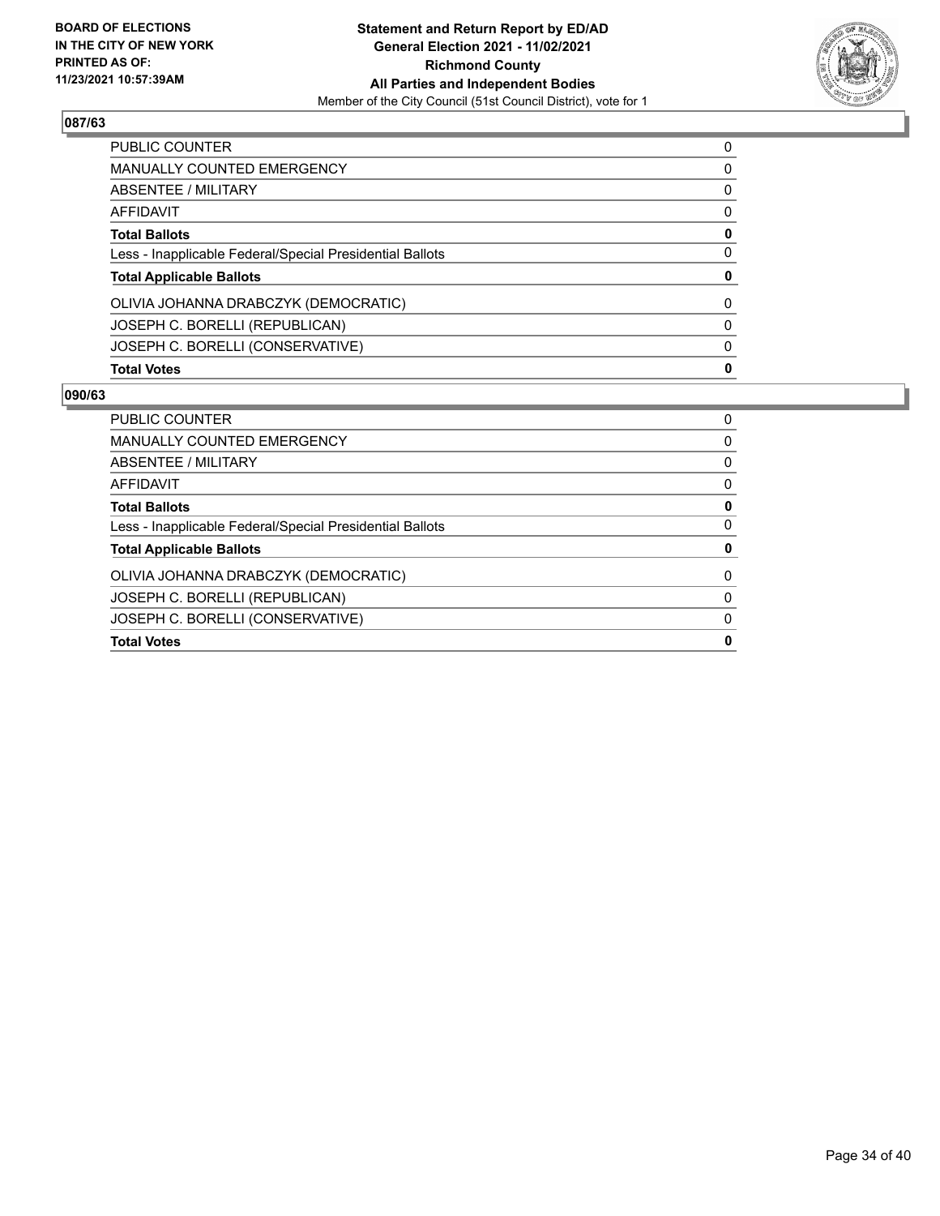## 087/63

| | |
|---|---|
| PUBLIC COUNTER | 0 |
| MANUALLY COUNTED EMERGENCY | 0 |
| ABSENTEE / MILITARY | 0 |
| AFFIDAVIT | 0 |
| **Total Ballots** | **0** |
| Less - Inapplicable Federal/Special Presidential Ballots | 0 |
| **Total Applicable Ballots** | **0** |
| OLIVIA JOHANNA DRABCZYK (DEMOCRATIC) | 0 |
| JOSEPH C. BORELLI (REPUBLICAN) | 0 |
| JOSEPH C. BORELLI (CONSERVATIVE) | 0 |
| **Total Votes** | **0** |

## 090/63

| | |
|---|---|
| PUBLIC COUNTER | 0 |
| MANUALLY COUNTED EMERGENCY | 0 |
| ABSENTEE / MILITARY | 0 |
| AFFIDAVIT | 0 |
| **Total Ballots** | **0** |
| Less - Inapplicable Federal/Special Presidential Ballots | 0 |
| **Total Applicable Ballots** | **0** |
| OLIVIA JOHANNA DRABCZYK (DEMOCRATIC) | 0 |
| JOSEPH C. BORELLI (REPUBLICAN) | 0 |
| JOSEPH C. BORELLI (CONSERVATIVE) | 0 |
| **Total Votes** | **0** |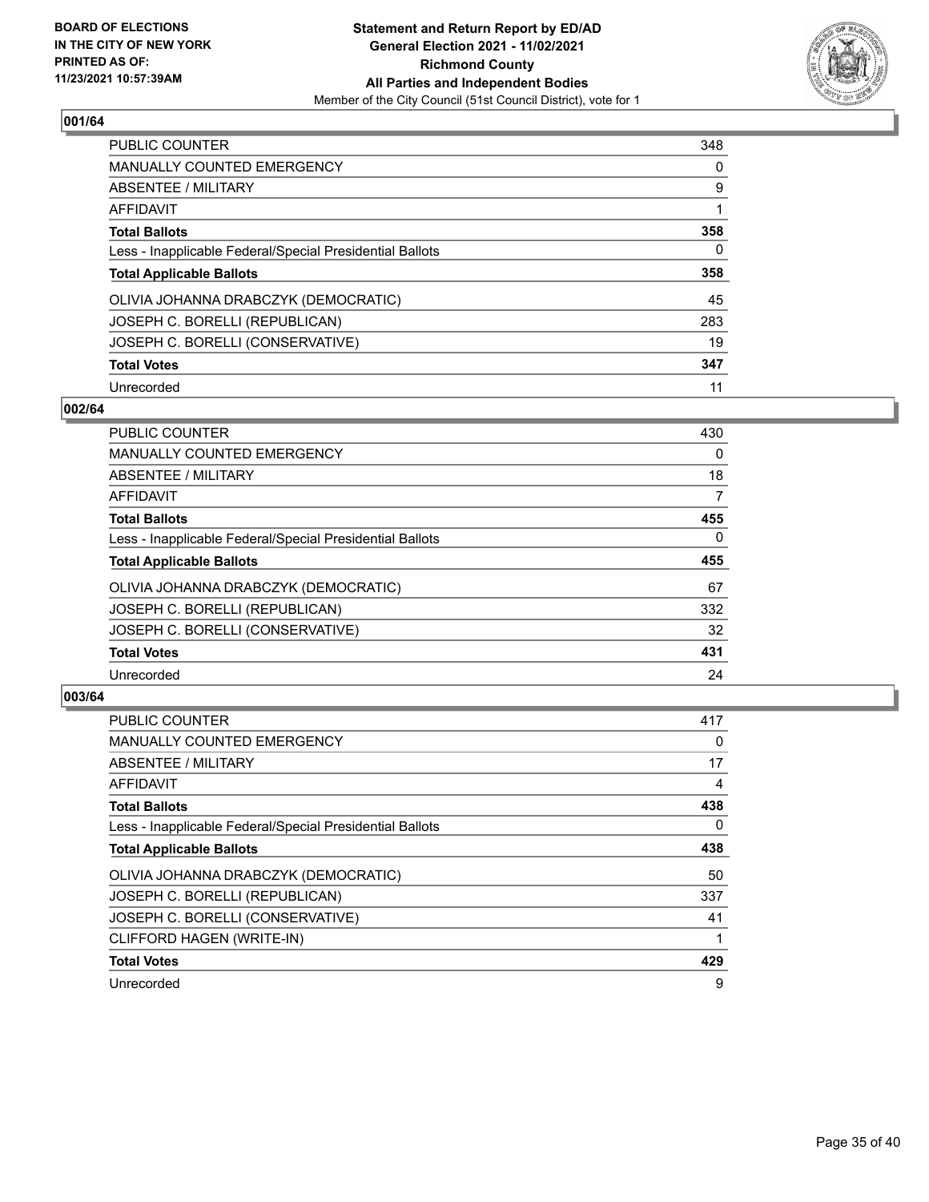BOARD OF ELECTIONS
IN THE CITY OF NEW YORK
PRINTED AS OF:
11/23/2021 10:57:39AM

**Statement and Return Report by ED/AD**
**General Election 2021 - 11/02/2021**
**Richmond County**
**All Parties and Independent Bodies**
Member of the City Council (51st Council District), vote for 1

## 001/64

| | |
|---|---|
| PUBLIC COUNTER | 348 |
| MANUALLY COUNTED EMERGENCY | 0 |
| ABSENTEE / MILITARY | 9 |
| AFFIDAVIT | 1 |
| **Total Ballots** | **358** |
| Less - Inapplicable Federal/Special Presidential Ballots | 0 |
| **Total Applicable Ballots** | **358** |
| OLIVIA JOHANNA DRABCZYK (DEMOCRATIC) | 45 |
| JOSEPH C. BORELLI (REPUBLICAN) | 283 |
| JOSEPH C. BORELLI (CONSERVATIVE) | 19 |
| **Total Votes** | **347** |
| Unrecorded | 11 |

## 002/64

| | |
|---|---|
| PUBLIC COUNTER | 430 |
| MANUALLY COUNTED EMERGENCY | 0 |
| ABSENTEE / MILITARY | 18 |
| AFFIDAVIT | 7 |
| **Total Ballots** | **455** |
| Less - Inapplicable Federal/Special Presidential Ballots | 0 |
| **Total Applicable Ballots** | **455** |
| OLIVIA JOHANNA DRABCZYK (DEMOCRATIC) | 67 |
| JOSEPH C. BORELLI (REPUBLICAN) | 332 |
| JOSEPH C. BORELLI (CONSERVATIVE) | 32 |
| **Total Votes** | **431** |
| Unrecorded | 24 |

## 003/64

| | |
|---|---|
| PUBLIC COUNTER | 417 |
| MANUALLY COUNTED EMERGENCY | 0 |
| ABSENTEE / MILITARY | 17 |
| AFFIDAVIT | 4 |
| **Total Ballots** | **438** |
| Less - Inapplicable Federal/Special Presidential Ballots | 0 |
| **Total Applicable Ballots** | **438** |
| OLIVIA JOHANNA DRABCZYK (DEMOCRATIC) | 50 |
| JOSEPH C. BORELLI (REPUBLICAN) | 337 |
| JOSEPH C. BORELLI (CONSERVATIVE) | 41 |
| CLIFFORD HAGEN (WRITE-IN) | 1 |
| **Total Votes** | **429** |
| Unrecorded | 9 |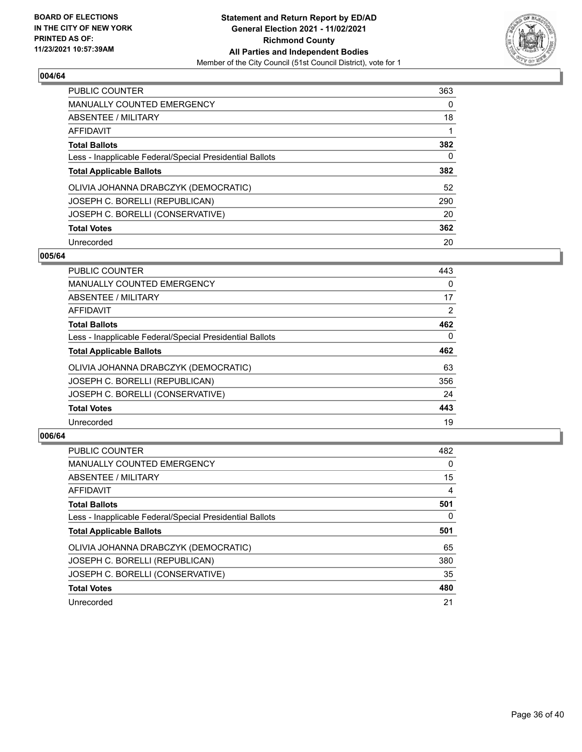## 004/64

| | |
|---|---|
| PUBLIC COUNTER | 363 |
| MANUALLY COUNTED EMERGENCY | 0 |
| ABSENTEE / MILITARY | 18 |
| AFFIDAVIT | 1 |
| **Total Ballots** | **382** |
| Less - Inapplicable Federal/Special Presidential Ballots | 0 |
| **Total Applicable Ballots** | **382** |
| OLIVIA JOHANNA DRABCZYK (DEMOCRATIC) | 52 |
| JOSEPH C. BORELLI (REPUBLICAN) | 290 |
| JOSEPH C. BORELLI (CONSERVATIVE) | 20 |
| **Total Votes** | **362** |
| Unrecorded | 20 |

## 005/64

| | |
|---|---|
| PUBLIC COUNTER | 443 |
| MANUALLY COUNTED EMERGENCY | 0 |
| ABSENTEE / MILITARY | 17 |
| AFFIDAVIT | 2 |
| **Total Ballots** | **462** |
| Less - Inapplicable Federal/Special Presidential Ballots | 0 |
| **Total Applicable Ballots** | **462** |
| OLIVIA JOHANNA DRABCZYK (DEMOCRATIC) | 63 |
| JOSEPH C. BORELLI (REPUBLICAN) | 356 |
| JOSEPH C. BORELLI (CONSERVATIVE) | 24 |
| **Total Votes** | **443** |
| Unrecorded | 19 |

## 006/64

| | |
|---|---|
| PUBLIC COUNTER | 482 |
| MANUALLY COUNTED EMERGENCY | 0 |
| ABSENTEE / MILITARY | 15 |
| AFFIDAVIT | 4 |
| **Total Ballots** | **501** |
| Less - Inapplicable Federal/Special Presidential Ballots | 0 |
| **Total Applicable Ballots** | **501** |
| OLIVIA JOHANNA DRABCZYK (DEMOCRATIC) | 65 |
| JOSEPH C. BORELLI (REPUBLICAN) | 380 |
| JOSEPH C. BORELLI (CONSERVATIVE) | 35 |
| **Total Votes** | **480** |
| Unrecorded | 21 |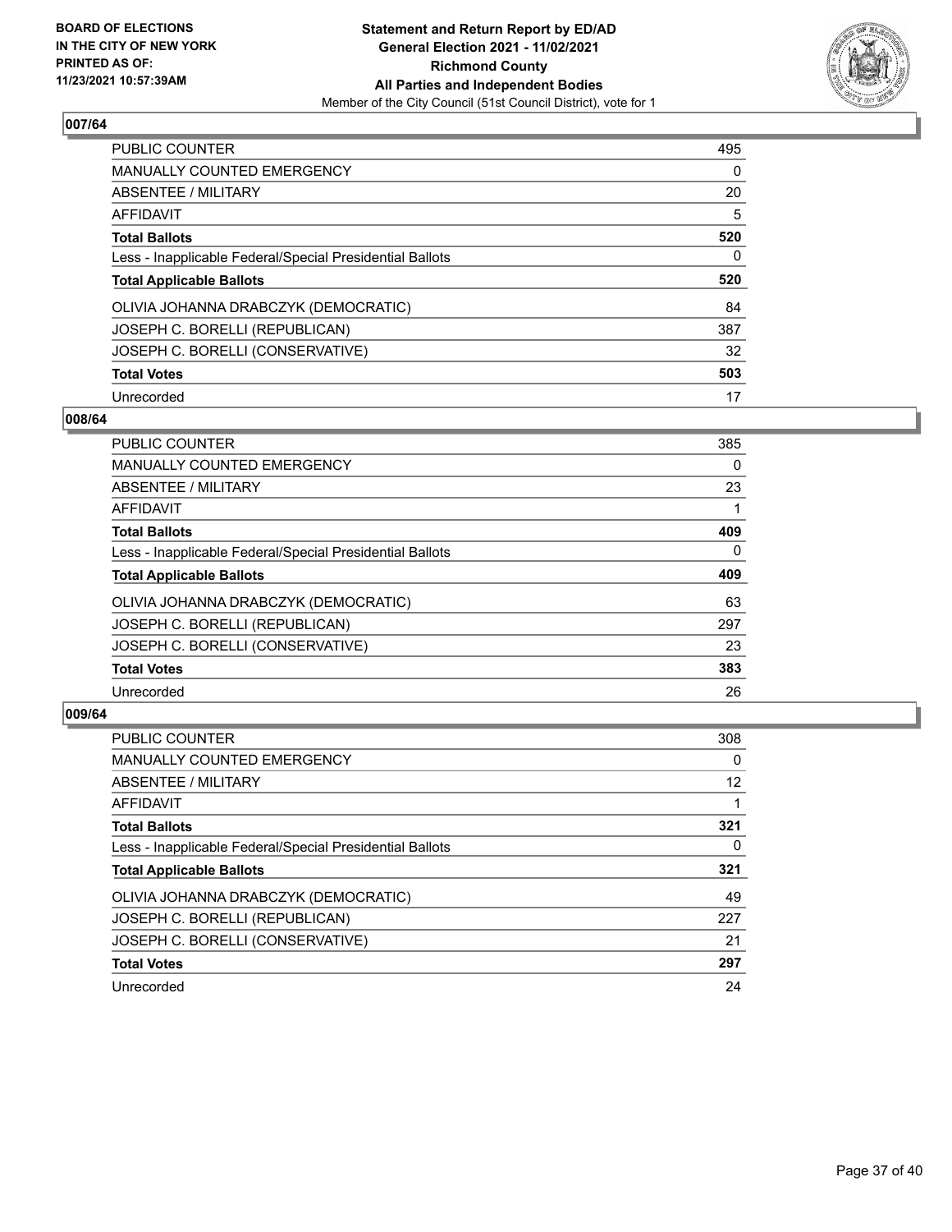## 007/64

| | |
|---|---|
| PUBLIC COUNTER | 495 |
| MANUALLY COUNTED EMERGENCY | 0 |
| ABSENTEE / MILITARY | 20 |
| AFFIDAVIT | 5 |
| **Total Ballots** | **520** |
| Less - Inapplicable Federal/Special Presidential Ballots | 0 |
| **Total Applicable Ballots** | **520** |
| OLIVIA JOHANNA DRABCZYK (DEMOCRATIC) | 84 |
| JOSEPH C. BORELLI (REPUBLICAN) | 387 |
| JOSEPH C. BORELLI (CONSERVATIVE) | 32 |
| **Total Votes** | **503** |
| Unrecorded | 17 |

## 008/64

| | |
|---|---|
| PUBLIC COUNTER | 385 |
| MANUALLY COUNTED EMERGENCY | 0 |
| ABSENTEE / MILITARY | 23 |
| AFFIDAVIT | 1 |
| **Total Ballots** | **409** |
| Less - Inapplicable Federal/Special Presidential Ballots | 0 |
| **Total Applicable Ballots** | **409** |
| OLIVIA JOHANNA DRABCZYK (DEMOCRATIC) | 63 |
| JOSEPH C. BORELLI (REPUBLICAN) | 297 |
| JOSEPH C. BORELLI (CONSERVATIVE) | 23 |
| **Total Votes** | **383** |
| Unrecorded | 26 |

## 009/64

| | |
|---|---|
| PUBLIC COUNTER | 308 |
| MANUALLY COUNTED EMERGENCY | 0 |
| ABSENTEE / MILITARY | 12 |
| AFFIDAVIT | 1 |
| **Total Ballots** | **321** |
| Less - Inapplicable Federal/Special Presidential Ballots | 0 |
| **Total Applicable Ballots** | **321** |
| OLIVIA JOHANNA DRABCZYK (DEMOCRATIC) | 49 |
| JOSEPH C. BORELLI (REPUBLICAN) | 227 |
| JOSEPH C. BORELLI (CONSERVATIVE) | 21 |
| **Total Votes** | **297** |
| Unrecorded | 24 |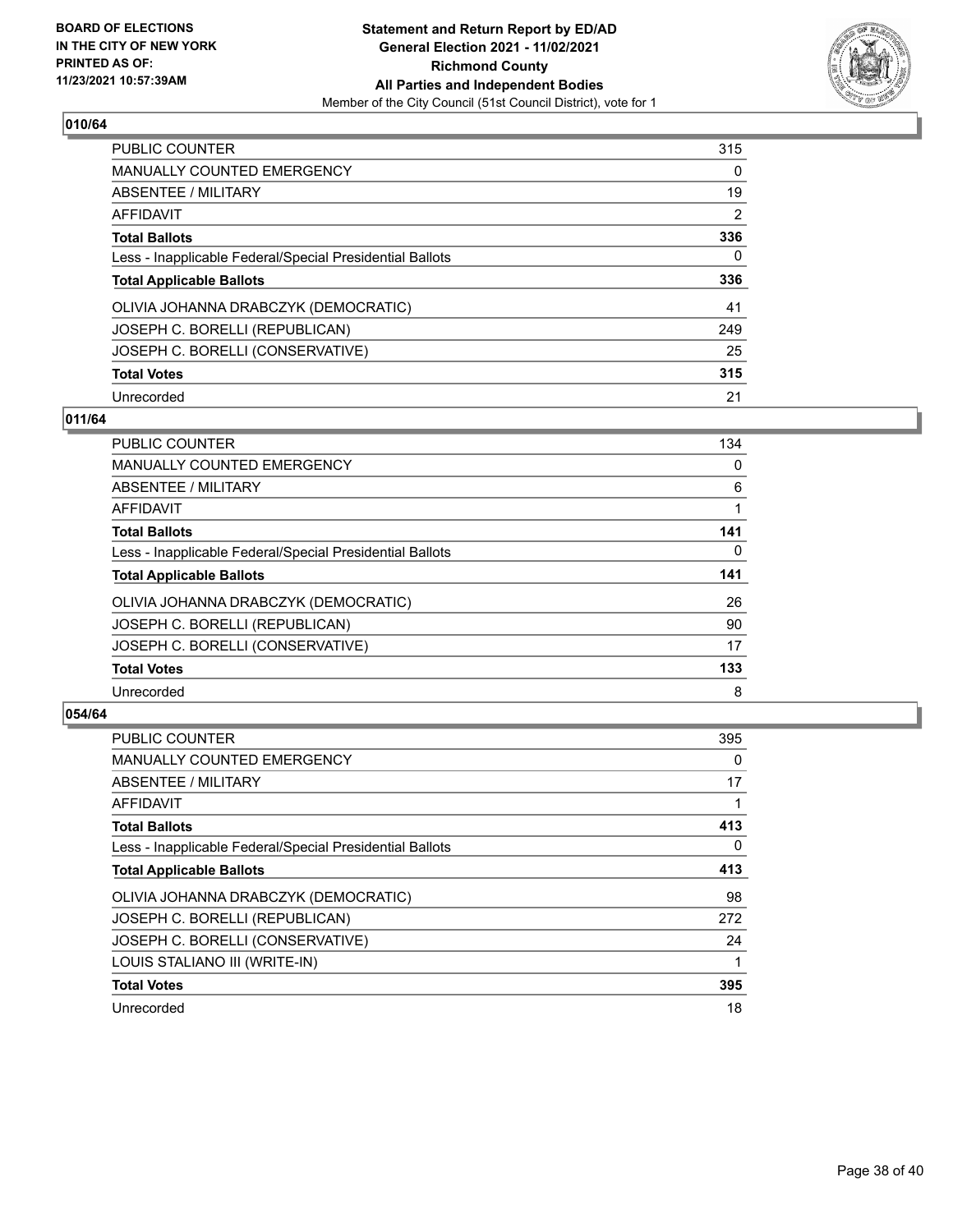## 010/64

| | |
|---|---|
| PUBLIC COUNTER | 315 |
| MANUALLY COUNTED EMERGENCY | 0 |
| ABSENTEE / MILITARY | 19 |
| AFFIDAVIT | 2 |
| **Total Ballots** | **336** |
| Less - Inapplicable Federal/Special Presidential Ballots | 0 |
| **Total Applicable Ballots** | **336** |
| OLIVIA JOHANNA DRABCZYK (DEMOCRATIC) | 41 |
| JOSEPH C. BORELLI (REPUBLICAN) | 249 |
| JOSEPH C. BORELLI (CONSERVATIVE) | 25 |
| **Total Votes** | **315** |
| Unrecorded | 21 |

## 011/64

| | |
|---|---|
| PUBLIC COUNTER | 134 |
| MANUALLY COUNTED EMERGENCY | 0 |
| ABSENTEE / MILITARY | 6 |
| AFFIDAVIT | 1 |
| **Total Ballots** | **141** |
| Less - Inapplicable Federal/Special Presidential Ballots | 0 |
| **Total Applicable Ballots** | **141** |
| OLIVIA JOHANNA DRABCZYK (DEMOCRATIC) | 26 |
| JOSEPH C. BORELLI (REPUBLICAN) | 90 |
| JOSEPH C. BORELLI (CONSERVATIVE) | 17 |
| **Total Votes** | **133** |
| Unrecorded | 8 |

## 054/64

| | |
|---|---|
| PUBLIC COUNTER | 395 |
| MANUALLY COUNTED EMERGENCY | 0 |
| ABSENTEE / MILITARY | 17 |
| AFFIDAVIT | 1 |
| **Total Ballots** | **413** |
| Less - Inapplicable Federal/Special Presidential Ballots | 0 |
| **Total Applicable Ballots** | **413** |
| OLIVIA JOHANNA DRABCZYK (DEMOCRATIC) | 98 |
| JOSEPH C. BORELLI (REPUBLICAN) | 272 |
| JOSEPH C. BORELLI (CONSERVATIVE) | 24 |
| LOUIS STALIANO III (WRITE-IN) | 1 |
| **Total Votes** | **395** |
| Unrecorded | 18 |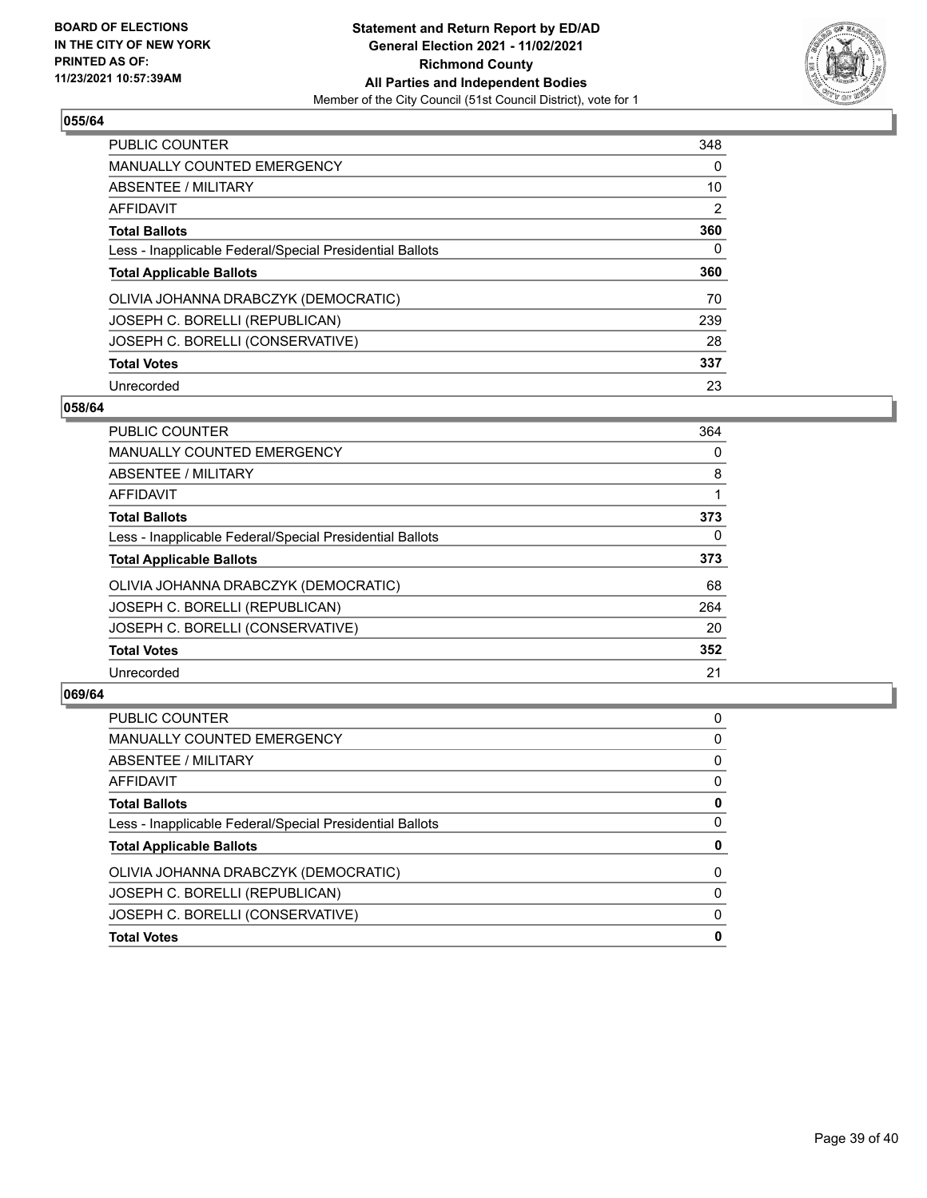## 055/64

| | |
|---|---|
| PUBLIC COUNTER | 348 |
| MANUALLY COUNTED EMERGENCY | 0 |
| ABSENTEE / MILITARY | 10 |
| AFFIDAVIT | 2 |
| **Total Ballots** | **360** |
| Less - Inapplicable Federal/Special Presidential Ballots | 0 |
| **Total Applicable Ballots** | **360** |
| OLIVIA JOHANNA DRABCZYK (DEMOCRATIC) | 70 |
| JOSEPH C. BORELLI (REPUBLICAN) | 239 |
| JOSEPH C. BORELLI (CONSERVATIVE) | 28 |
| **Total Votes** | **337** |
| Unrecorded | 23 |

## 058/64

| | |
|---|---|
| PUBLIC COUNTER | 364 |
| MANUALLY COUNTED EMERGENCY | 0 |
| ABSENTEE / MILITARY | 8 |
| AFFIDAVIT | 1 |
| **Total Ballots** | **373** |
| Less - Inapplicable Federal/Special Presidential Ballots | 0 |
| **Total Applicable Ballots** | **373** |
| OLIVIA JOHANNA DRABCZYK (DEMOCRATIC) | 68 |
| JOSEPH C. BORELLI (REPUBLICAN) | 264 |
| JOSEPH C. BORELLI (CONSERVATIVE) | 20 |
| **Total Votes** | **352** |
| Unrecorded | 21 |

## 069/64

| | |
|---|---|
| PUBLIC COUNTER | 0 |
| MANUALLY COUNTED EMERGENCY | 0 |
| ABSENTEE / MILITARY | 0 |
| AFFIDAVIT | 0 |
| **Total Ballots** | **0** |
| Less - Inapplicable Federal/Special Presidential Ballots | 0 |
| **Total Applicable Ballots** | **0** |
| OLIVIA JOHANNA DRABCZYK (DEMOCRATIC) | 0 |
| JOSEPH C. BORELLI (REPUBLICAN) | 0 |
| JOSEPH C. BORELLI (CONSERVATIVE) | 0 |
| **Total Votes** | **0** |